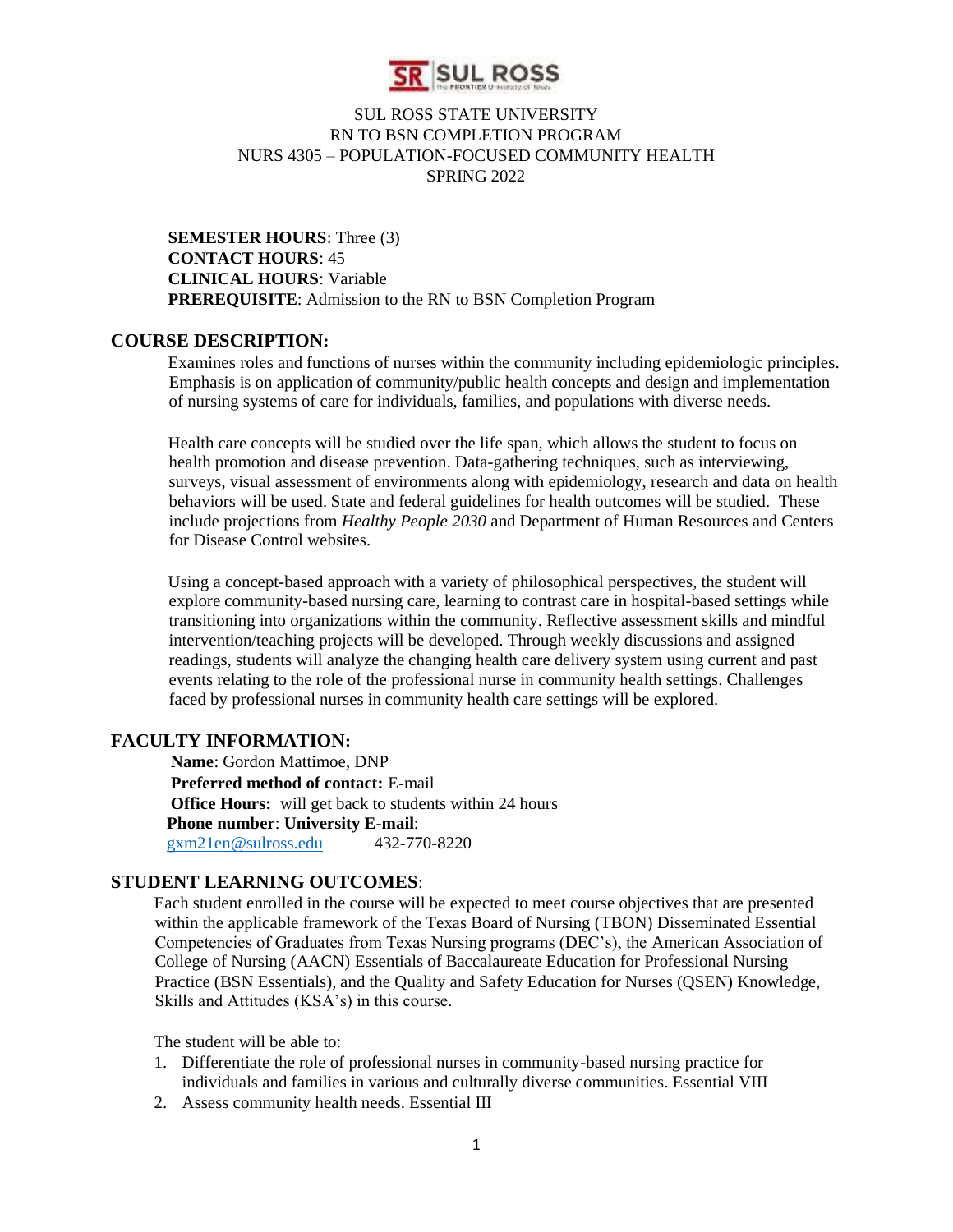SUL ROSS STATE UNIVERSITY
RN TO BSN COMPLETION PROGRAM
NURS 4305 – POPULATION-FOCUSED COMMUNITY HEALTH
SPRING 2022

**SEMESTER HOURS**: Three (3)
**CONTACT HOURS**: 45
**CLINICAL HOURS**: Variable
**PREREQUISITE**: Admission to the RN to BSN Completion Program

## COURSE DESCRIPTION:

Examines roles and functions of nurses within the community including epidemiologic principles. Emphasis is on application of community/public health concepts and design and implementation of nursing systems of care for individuals, families, and populations with diverse needs.

Health care concepts will be studied over the life span, which allows the student to focus on health promotion and disease prevention. Data-gathering techniques, such as interviewing, surveys, visual assessment of environments along with epidemiology, research and data on health behaviors will be used. State and federal guidelines for health outcomes will be studied. These include projections from *Healthy People 2030* and Department of Human Resources and Centers for Disease Control websites.

Using a concept-based approach with a variety of philosophical perspectives, the student will explore community-based nursing care, learning to contrast care in hospital-based settings while transitioning into organizations within the community. Reflective assessment skills and mindful intervention/teaching projects will be developed. Through weekly discussions and assigned readings, students will analyze the changing health care delivery system using current and past events relating to the role of the professional nurse in community health settings. Challenges faced by professional nurses in community health care settings will be explored.

## FACULTY INFORMATION:

**Name**: Gordon Mattimoe, DNP
**Preferred method of contact:** E-mail
**Office Hours:** will get back to students within 24 hours
**Phone number**: **University E-mail**:
gxm21en@sulross.edu 432-770-8220

## STUDENT LEARNING OUTCOMES:

Each student enrolled in the course will be expected to meet course objectives that are presented within the applicable framework of the Texas Board of Nursing (TBON) Disseminated Essential Competencies of Graduates from Texas Nursing programs (DEC's), the American Association of College of Nursing (AACN) Essentials of Baccalaureate Education for Professional Nursing Practice (BSN Essentials), and the Quality and Safety Education for Nurses (QSEN) Knowledge, Skills and Attitudes (KSA's) in this course.

The student will be able to:

1. Differentiate the role of professional nurses in community-based nursing practice for individuals and families in various and culturally diverse communities. Essential VIII
2. Assess community health needs. Essential III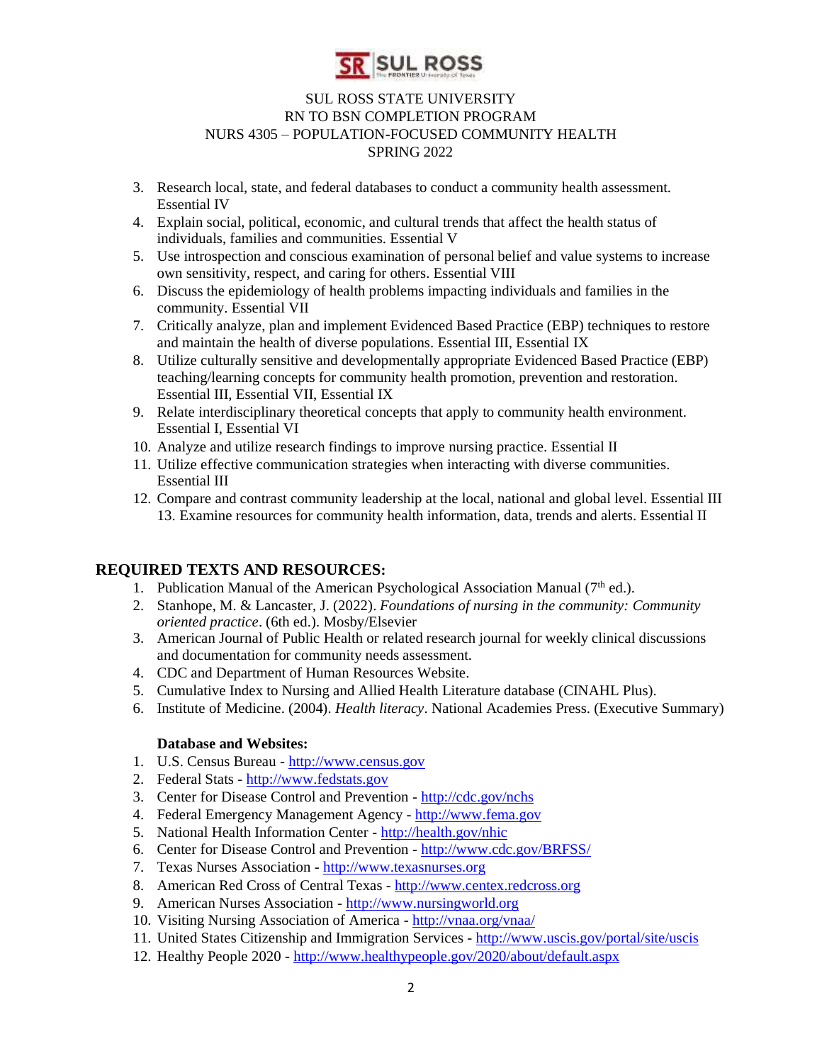3. Research local, state, and federal databases to conduct a community health assessment. Essential IV
4. Explain social, political, economic, and cultural trends that affect the health status of individuals, families and communities. Essential V
5. Use introspection and conscious examination of personal belief and value systems to increase own sensitivity, respect, and caring for others. Essential VIII
6. Discuss the epidemiology of health problems impacting individuals and families in the community. Essential VII
7. Critically analyze, plan and implement Evidenced Based Practice (EBP) techniques to restore and maintain the health of diverse populations. Essential III, Essential IX
8. Utilize culturally sensitive and developmentally appropriate Evidenced Based Practice (EBP) teaching/learning concepts for community health promotion, prevention and restoration. Essential III, Essential VII, Essential IX
9. Relate interdisciplinary theoretical concepts that apply to community health environment. Essential I, Essential VI
10. Analyze and utilize research findings to improve nursing practice. Essential II
11. Utilize effective communication strategies when interacting with diverse communities. Essential III
12. Compare and contrast community leadership at the local, national and global level. Essential III 13. Examine resources for community health information, data, trends and alerts. Essential II

## REQUIRED TEXTS AND RESOURCES:

1. Publication Manual of the American Psychological Association Manual (7th ed.).
2. Stanhope, M. & Lancaster, J. (2022). *Foundations of nursing in the community: Community oriented practice*. (6th ed.). Mosby/Elsevier
3. American Journal of Public Health or related research journal for weekly clinical discussions and documentation for community needs assessment.
4. CDC and Department of Human Resources Website.
5. Cumulative Index to Nursing and Allied Health Literature database (CINAHL Plus).
6. Institute of Medicine. (2004). *Health literacy*. National Academies Press. (Executive Summary)

**Database and Websites:**

1. U.S. Census Bureau - http://www.census.gov
2. Federal Stats - http://www.fedstats.gov
3. Center for Disease Control and Prevention - http://cdc.gov/nchs
4. Federal Emergency Management Agency - http://www.fema.gov
5. National Health Information Center - http://health.gov/nhic
6. Center for Disease Control and Prevention - http://www.cdc.gov/BRFSS/
7. Texas Nurses Association - http://www.texasnurses.org
8. American Red Cross of Central Texas - http://www.centex.redcross.org
9. American Nurses Association - http://www.nursingworld.org
10. Visiting Nursing Association of America - http://vnaa.org/vnaa/
11. United States Citizenship and Immigration Services - http://www.uscis.gov/portal/site/uscis
12. Healthy People 2020 - http://www.healthypeople.gov/2020/about/default.aspx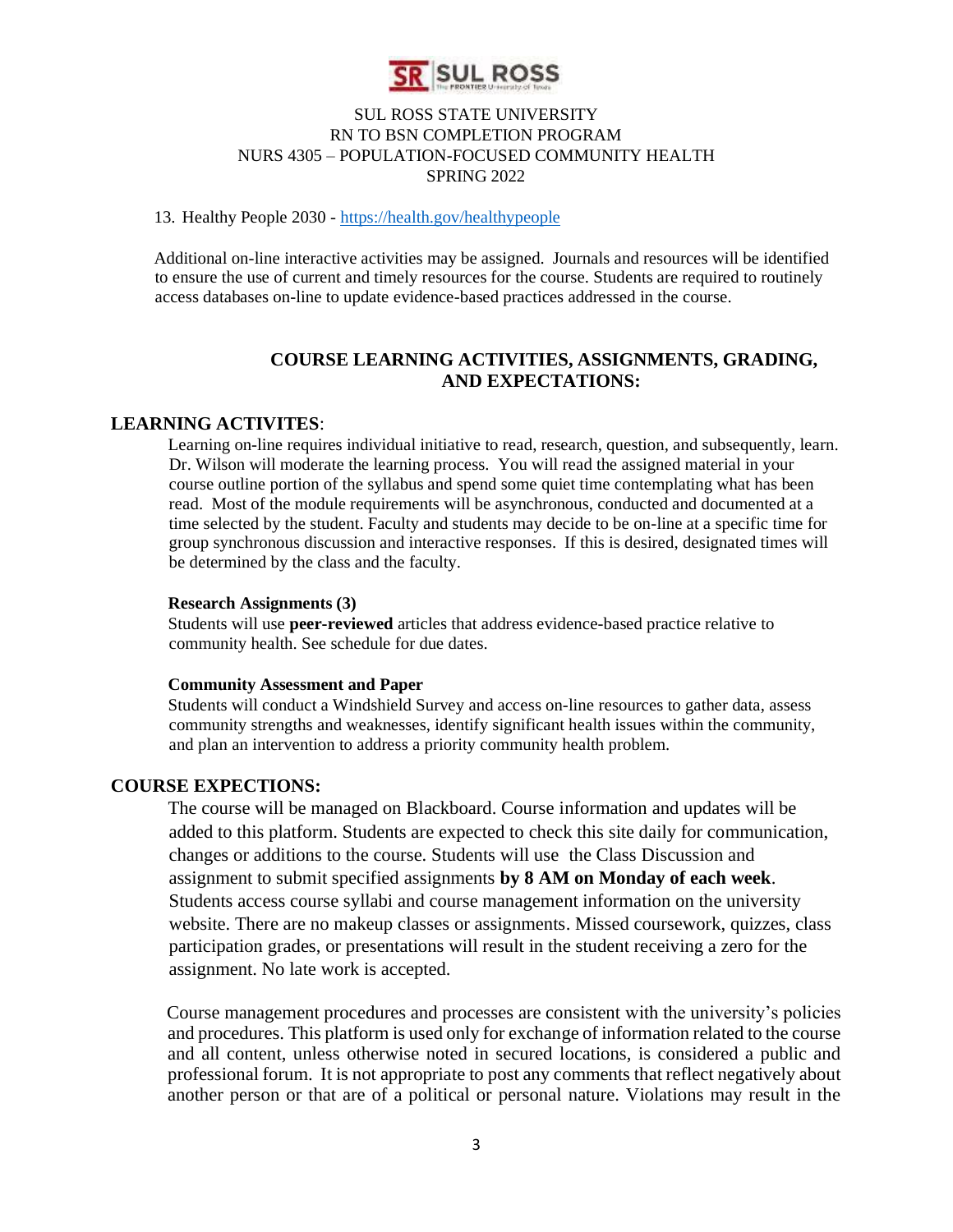13. Healthy People 2030 - https://health.gov/healthypeople

Additional on-line interactive activities may be assigned. Journals and resources will be identified to ensure the use of current and timely resources for the course. Students are required to routinely access databases on-line to update evidence-based practices addressed in the course.

## COURSE LEARNING ACTIVITIES, ASSIGNMENTS, GRADING, AND EXPECTATIONS:

### LEARNING ACTIVITES:

Learning on-line requires individual initiative to read, research, question, and subsequently, learn. Dr. Wilson will moderate the learning process. You will read the assigned material in your course outline portion of the syllabus and spend some quiet time contemplating what has been read. Most of the module requirements will be asynchronous, conducted and documented at a time selected by the student. Faculty and students may decide to be on-line at a specific time for group synchronous discussion and interactive responses. If this is desired, designated times will be determined by the class and the faculty.

**Research Assignments (3)**

Students will use **peer-reviewed** articles that address evidence-based practice relative to community health. See schedule for due dates.

**Community Assessment and Paper**

Students will conduct a Windshield Survey and access on-line resources to gather data, assess community strengths and weaknesses, identify significant health issues within the community, and plan an intervention to address a priority community health problem.

### COURSE EXPECTIONS:

The course will be managed on Blackboard. Course information and updates will be added to this platform. Students are expected to check this site daily for communication, changes or additions to the course. Students will use the Class Discussion and assignment to submit specified assignments **by 8 AM on Monday of each week**. Students access course syllabi and course management information on the university website. There are no makeup classes or assignments. Missed coursework, quizzes, class participation grades, or presentations will result in the student receiving a zero for the assignment. No late work is accepted.

Course management procedures and processes are consistent with the university's policies and procedures. This platform is used only for exchange of information related to the course and all content, unless otherwise noted in secured locations, is considered a public and professional forum. It is not appropriate to post any comments that reflect negatively about another person or that are of a political or personal nature. Violations may result in the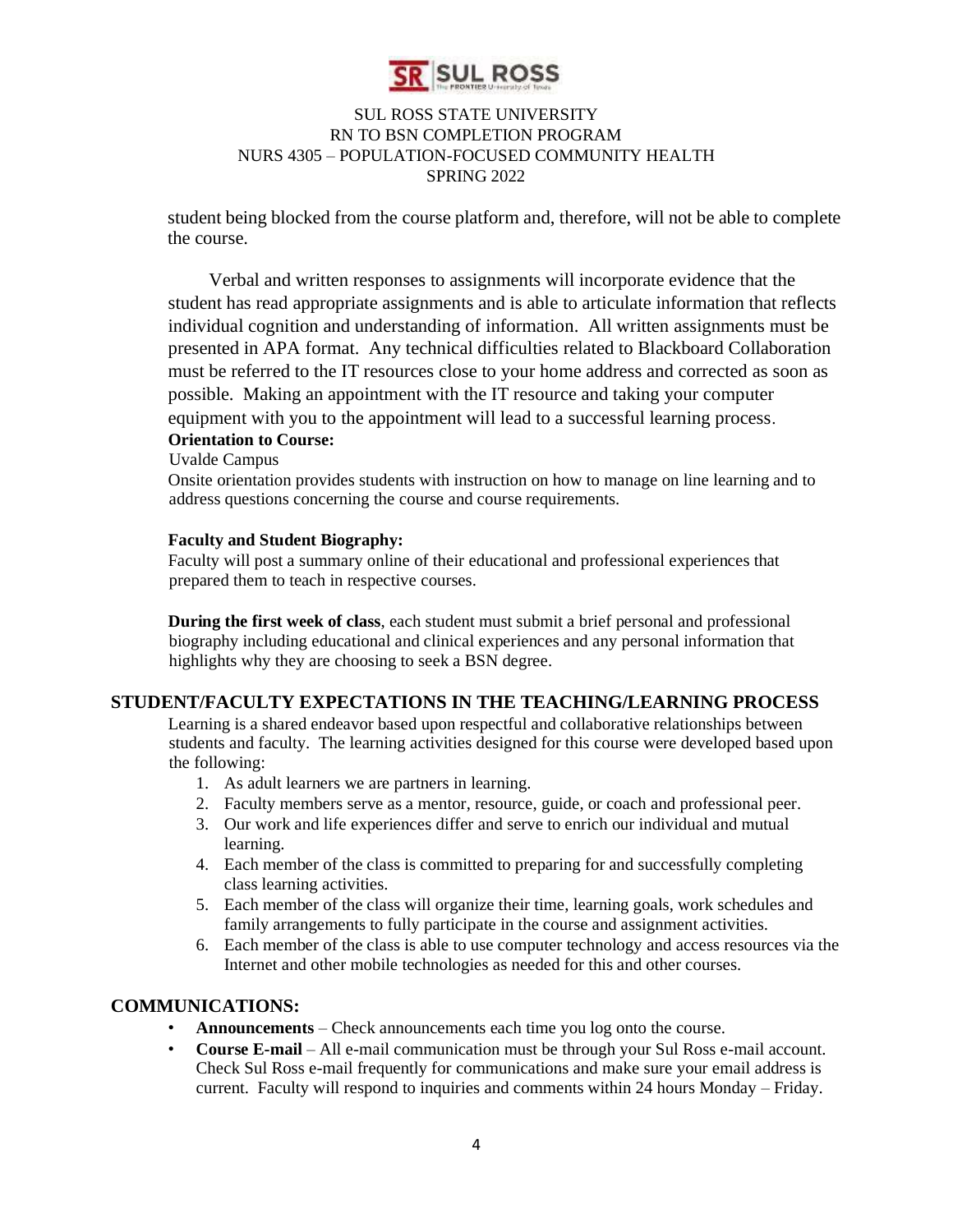student being blocked from the course platform and, therefore, will not be able to complete the course.

Verbal and written responses to assignments will incorporate evidence that the student has read appropriate assignments and is able to articulate information that reflects individual cognition and understanding of information. All written assignments must be presented in APA format. Any technical difficulties related to Blackboard Collaboration must be referred to the IT resources close to your home address and corrected as soon as possible. Making an appointment with the IT resource and taking your computer equipment with you to the appointment will lead to a successful learning process.

**Orientation to Course:**

Uvalde Campus

Onsite orientation provides students with instruction on how to manage on line learning and to address questions concerning the course and course requirements.

**Faculty and Student Biography:**

Faculty will post a summary online of their educational and professional experiences that prepared them to teach in respective courses.

**During the first week of class**, each student must submit a brief personal and professional biography including educational and clinical experiences and any personal information that highlights why they are choosing to seek a BSN degree.

## STUDENT/FACULTY EXPECTATIONS IN THE TEACHING/LEARNING PROCESS

Learning is a shared endeavor based upon respectful and collaborative relationships between students and faculty. The learning activities designed for this course were developed based upon the following:

1. As adult learners we are partners in learning.
2. Faculty members serve as a mentor, resource, guide, or coach and professional peer.
3. Our work and life experiences differ and serve to enrich our individual and mutual learning.
4. Each member of the class is committed to preparing for and successfully completing class learning activities.
5. Each member of the class will organize their time, learning goals, work schedules and family arrangements to fully participate in the course and assignment activities.
6. Each member of the class is able to use computer technology and access resources via the Internet and other mobile technologies as needed for this and other courses.

## COMMUNICATIONS:

- **Announcements** – Check announcements each time you log onto the course.
- **Course E-mail** – All e-mail communication must be through your Sul Ross e-mail account. Check Sul Ross e-mail frequently for communications and make sure your email address is current. Faculty will respond to inquiries and comments within 24 hours Monday – Friday.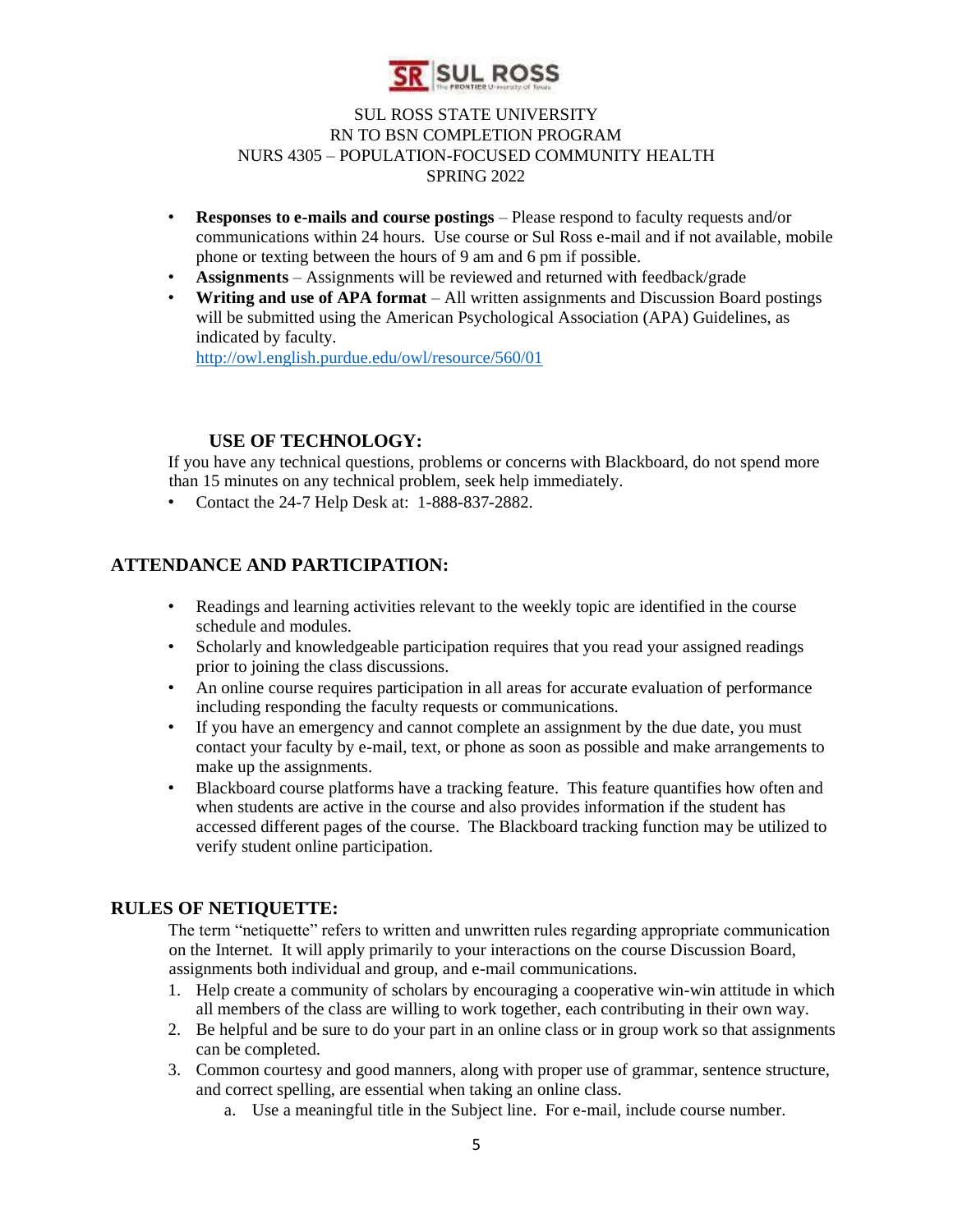- **Responses to e-mails and course postings** – Please respond to faculty requests and/or communications within 24 hours. Use course or Sul Ross e-mail and if not available, mobile phone or texting between the hours of 9 am and 6 pm if possible.
- **Assignments** – Assignments will be reviewed and returned with feedback/grade
- **Writing and use of APA format** – All written assignments and Discussion Board postings will be submitted using the American Psychological Association (APA) Guidelines, as indicated by faculty.
  http://owl.english.purdue.edu/owl/resource/560/01

### USE OF TECHNOLOGY:

If you have any technical questions, problems or concerns with Blackboard, do not spend more than 15 minutes on any technical problem, seek help immediately.

- Contact the 24-7 Help Desk at: 1-888-837-2882.

## ATTENDANCE AND PARTICIPATION:

- Readings and learning activities relevant to the weekly topic are identified in the course schedule and modules.
- Scholarly and knowledgeable participation requires that you read your assigned readings prior to joining the class discussions.
- An online course requires participation in all areas for accurate evaluation of performance including responding the faculty requests or communications.
- If you have an emergency and cannot complete an assignment by the due date, you must contact your faculty by e-mail, text, or phone as soon as possible and make arrangements to make up the assignments.
- Blackboard course platforms have a tracking feature. This feature quantifies how often and when students are active in the course and also provides information if the student has accessed different pages of the course. The Blackboard tracking function may be utilized to verify student online participation.

## RULES OF NETIQUETTE:

The term "netiquette" refers to written and unwritten rules regarding appropriate communication on the Internet. It will apply primarily to your interactions on the course Discussion Board, assignments both individual and group, and e-mail communications.

1. Help create a community of scholars by encouraging a cooperative win-win attitude in which all members of the class are willing to work together, each contributing in their own way.
2. Be helpful and be sure to do your part in an online class or in group work so that assignments can be completed.
3. Common courtesy and good manners, along with proper use of grammar, sentence structure, and correct spelling, are essential when taking an online class.
   a. Use a meaningful title in the Subject line. For e-mail, include course number.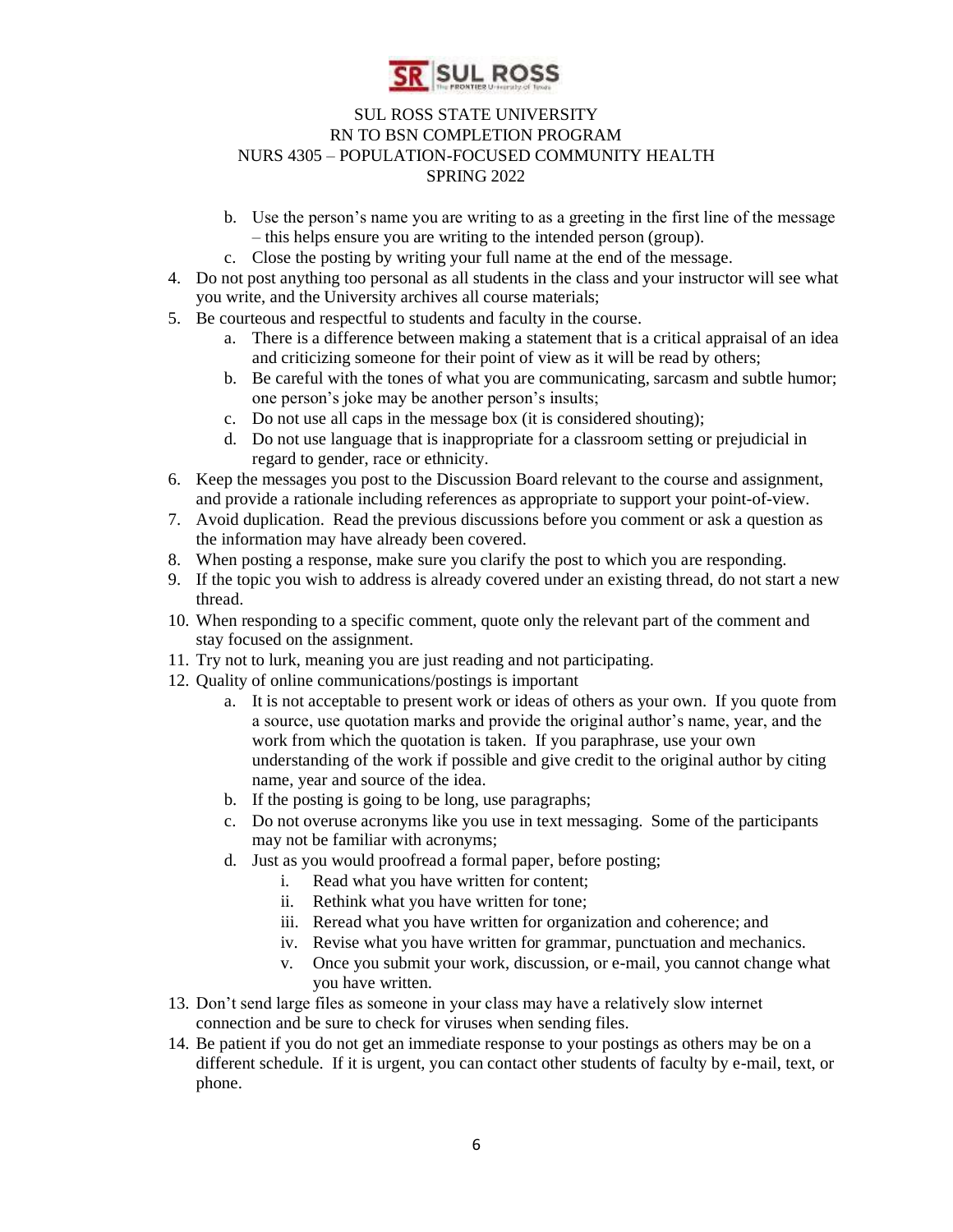b. Use the person's name you are writing to as a greeting in the first line of the message – this helps ensure you are writing to the intended person (group).
   c. Close the posting by writing your full name at the end of the message.
4. Do not post anything too personal as all students in the class and your instructor will see what you write, and the University archives all course materials;
5. Be courteous and respectful to students and faculty in the course.
   a. There is a difference between making a statement that is a critical appraisal of an idea and criticizing someone for their point of view as it will be read by others;
   b. Be careful with the tones of what you are communicating, sarcasm and subtle humor; one person's joke may be another person's insults;
   c. Do not use all caps in the message box (it is considered shouting);
   d. Do not use language that is inappropriate for a classroom setting or prejudicial in regard to gender, race or ethnicity.
6. Keep the messages you post to the Discussion Board relevant to the course and assignment, and provide a rationale including references as appropriate to support your point-of-view.
7. Avoid duplication. Read the previous discussions before you comment or ask a question as the information may have already been covered.
8. When posting a response, make sure you clarify the post to which you are responding.
9. If the topic you wish to address is already covered under an existing thread, do not start a new thread.
10. When responding to a specific comment, quote only the relevant part of the comment and stay focused on the assignment.
11. Try not to lurk, meaning you are just reading and not participating.
12. Quality of online communications/postings is important
    a. It is not acceptable to present work or ideas of others as your own. If you quote from a source, use quotation marks and provide the original author's name, year, and the work from which the quotation is taken. If you paraphrase, use your own understanding of the work if possible and give credit to the original author by citing name, year and source of the idea.
    b. If the posting is going to be long, use paragraphs;
    c. Do not overuse acronyms like you use in text messaging. Some of the participants may not be familiar with acronyms;
    d. Just as you would proofread a formal paper, before posting;
       i. Read what you have written for content;
       ii. Rethink what you have written for tone;
       iii. Reread what you have written for organization and coherence; and
       iv. Revise what you have written for grammar, punctuation and mechanics.
       v. Once you submit your work, discussion, or e-mail, you cannot change what you have written.
13. Don't send large files as someone in your class may have a relatively slow internet connection and be sure to check for viruses when sending files.
14. Be patient if you do not get an immediate response to your postings as others may be on a different schedule. If it is urgent, you can contact other students of faculty by e-mail, text, or phone.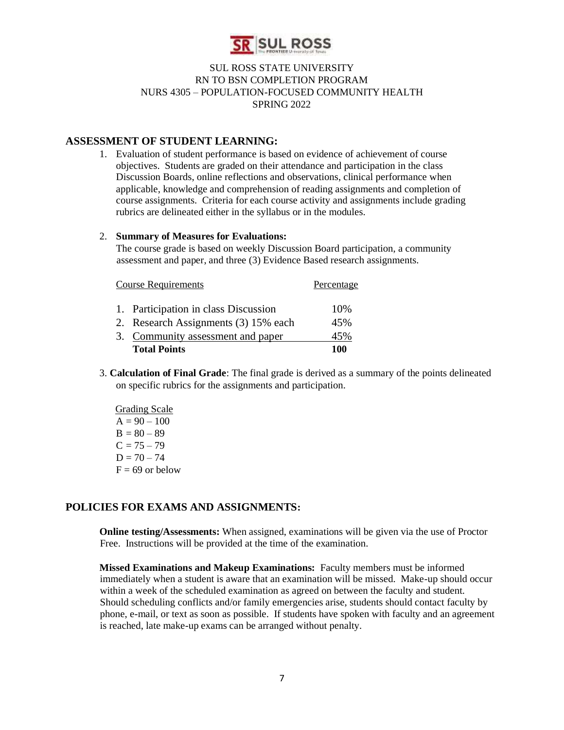SUL ROSS STATE UNIVERSITY
RN TO BSN COMPLETION PROGRAM
NURS 4305 – POPULATION-FOCUSED COMMUNITY HEALTH
SPRING 2022

## ASSESSMENT OF STUDENT LEARNING:

1. Evaluation of student performance is based on evidence of achievement of course objectives. Students are graded on their attendance and participation in the class Discussion Boards, online reflections and observations, clinical performance when applicable, knowledge and comprehension of reading assignments and completion of course assignments. Criteria for each course activity and assignments include grading rubrics are delineated either in the syllabus or in the modules.

2. **Summary of Measures for Evaluations:**
   The course grade is based on weekly Discussion Board participation, a community assessment and paper, and three (3) Evidence Based research assignments.

| Course Requirements | Percentage |
|---|---|
| 1. Participation in class Discussion | 10% |
| 2. Research Assignments (3) 15% each | 45% |
| 3. Community assessment and paper | 45% |
| **Total Points** | **100** |

3. **Calculation of Final Grade**: The final grade is derived as a summary of the points delineated on specific rubrics for the assignments and participation.

   Grading Scale
   A = 90 – 100
   B = 80 – 89
   C = 75 – 79
   D = 70 – 74
   F = 69 or below

## POLICIES FOR EXAMS AND ASSIGNMENTS:

**Online testing/Assessments:** When assigned, examinations will be given via the use of Proctor Free. Instructions will be provided at the time of the examination.

**Missed Examinations and Makeup Examinations:** Faculty members must be informed immediately when a student is aware that an examination will be missed. Make-up should occur within a week of the scheduled examination as agreed on between the faculty and student. Should scheduling conflicts and/or family emergencies arise, students should contact faculty by phone, e-mail, or text as soon as possible. If students have spoken with faculty and an agreement is reached, late make-up exams can be arranged without penalty.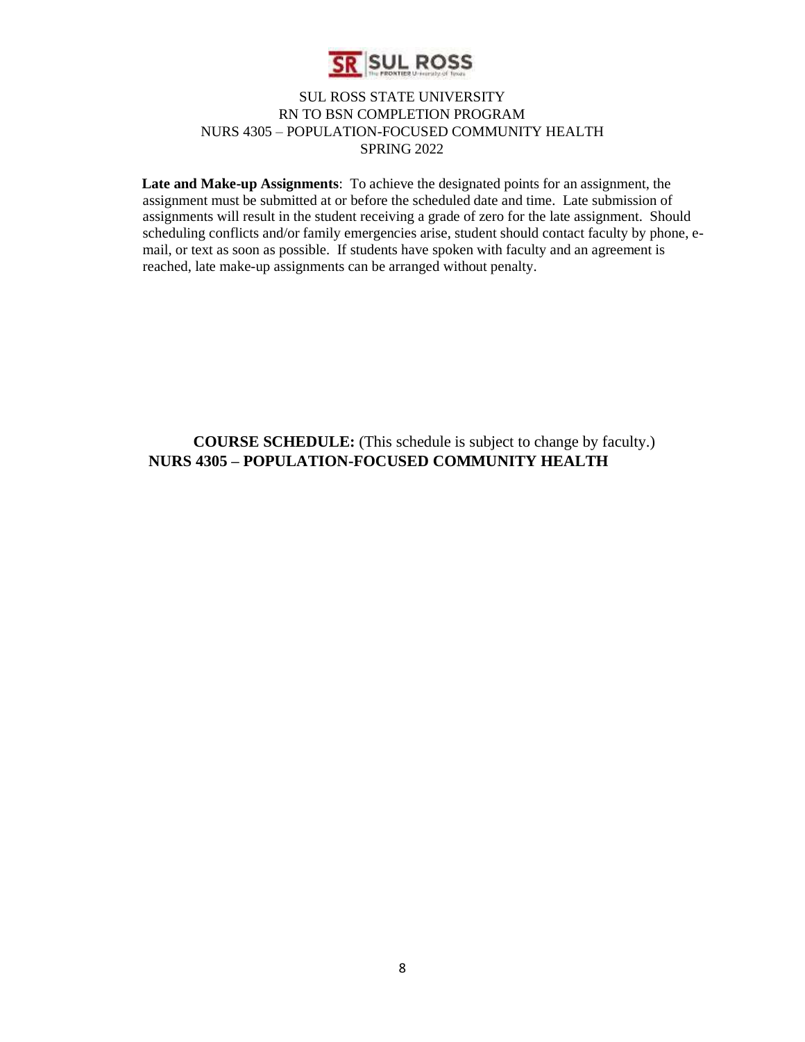**Late and Make-up Assignments**: To achieve the designated points for an assignment, the assignment must be submitted at or before the scheduled date and time. Late submission of assignments will result in the student receiving a grade of zero for the late assignment. Should scheduling conflicts and/or family emergencies arise, student should contact faculty by phone, e-mail, or text as soon as possible. If students have spoken with faculty and an agreement is reached, late make-up assignments can be arranged without penalty.

**COURSE SCHEDULE:** (This schedule is subject to change by faculty.)

**NURS 4305 – POPULATION-FOCUSED COMMUNITY HEALTH**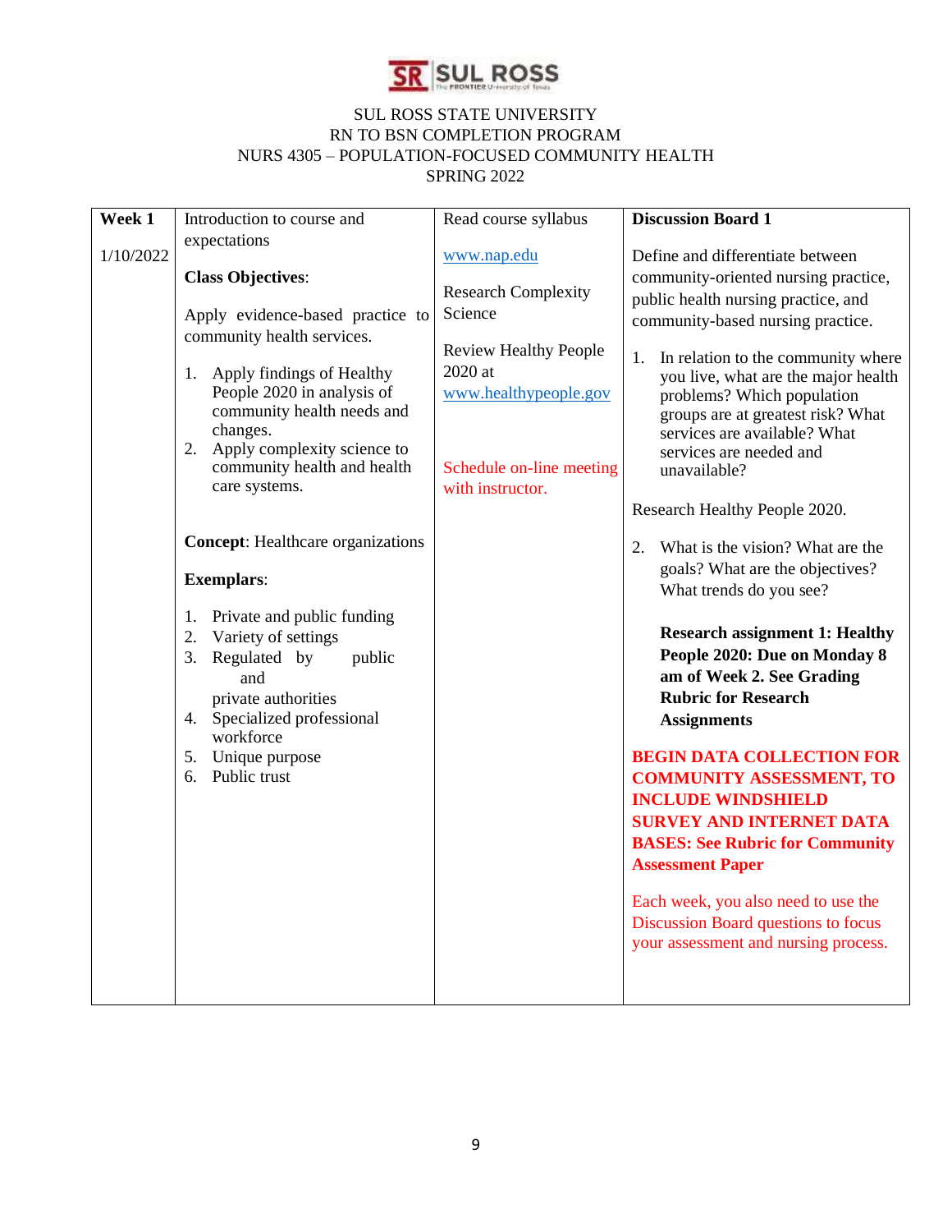SUL ROSS STATE UNIVERSITY
RN TO BSN COMPLETION PROGRAM
NURS 4305 – POPULATION-FOCUSED COMMUNITY HEALTH
SPRING 2022

| **Week 1**<br><br>1/10/2022 | Introduction to course and expectations<br><br>**Class Objectives**:<br><br>Apply evidence-based practice to community health services.<br><br>1. Apply findings of Healthy People 2020 in analysis of community health needs and changes.<br>2. Apply complexity science to community health and health care systems.<br><br>**Concept**: Healthcare organizations<br><br>**Exemplars**:<br><br>1. Private and public funding<br>2. Variety of settings<br>3. Regulated by public and private authorities<br>4. Specialized professional workforce<br>5. Unique purpose<br>6. Public trust | Read course syllabus<br><br>www.nap.edu<br><br>Research Complexity Science<br><br>Review Healthy People 2020 at www.healthypeople.gov<br><br>Schedule on-line meeting with instructor. | **Discussion Board 1**<br><br>Define and differentiate between community-oriented nursing practice, public health nursing practice, and community-based nursing practice.<br><br>1. In relation to the community where you live, what are the major health problems? Which population groups are at greatest risk? What services are available? What services are needed and unavailable?<br><br>Research Healthy People 2020.<br><br>2. What is the vision? What are the goals? What are the objectives? What trends do you see?<br><br>**Research assignment 1: Healthy People 2020: Due on Monday 8 am of Week 2. See Grading Rubric for Research Assignments**<br><br>**BEGIN DATA COLLECTION FOR COMMUNITY ASSESSMENT, TO INCLUDE WINDSHIELD SURVEY AND INTERNET DATA BASES: See Rubric for Community Assessment Paper**<br><br>Each week, you also need to use the Discussion Board questions to focus your assessment and nursing process. |
|---|---|---|---|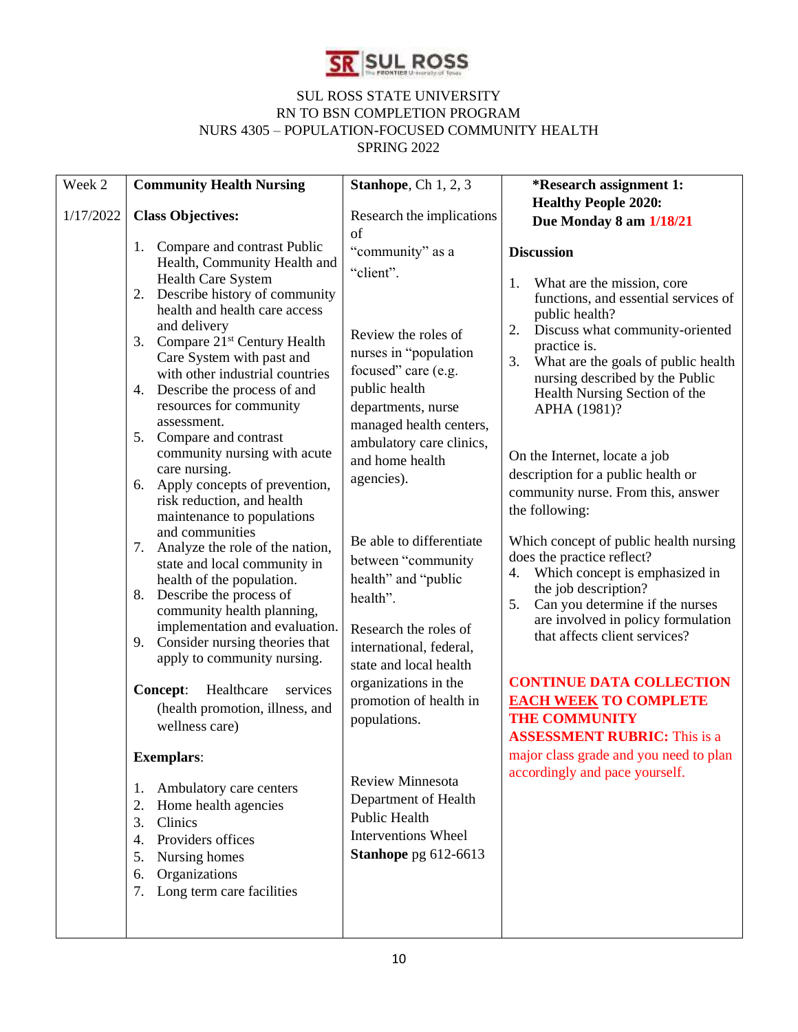SUL ROSS STATE UNIVERSITY
RN TO BSN COMPLETION PROGRAM
NURS 4305 – POPULATION-FOCUSED COMMUNITY HEALTH
SPRING 2022

| Week 2<br><br>1/17/2022 | **Community Health Nursing**<br><br>**Class Objectives:**<br><br>1. Compare and contrast Public Health, Community Health and Health Care System<br>2. Describe history of community health and health care access and delivery<br>3. Compare 21st Century Health Care System with past and with other industrial countries<br>4. Describe the process of and resources for community assessment.<br>5. Compare and contrast community nursing with acute care nursing.<br>6. Apply concepts of prevention, risk reduction, and health maintenance to populations and communities<br>7. Analyze the role of the nation, state and local community in health of the population.<br>8. Describe the process of community health planning, implementation and evaluation.<br>9. Consider nursing theories that apply to community nursing.<br><br>**Concept**: Healthcare services (health promotion, illness, and wellness care)<br><br>**Exemplars**:<br><br>1. Ambulatory care centers<br>2. Home health agencies<br>3. Clinics<br>4. Providers offices<br>5. Nursing homes<br>6. Organizations<br>7. Long term care facilities | **Stanhope**, Ch 1, 2, 3<br><br>Research the implications of "community" as a "client".<br><br>Review the roles of nurses in "population focused" care (e.g. public health departments, nurse managed health centers, ambulatory care clinics, and home health agencies).<br><br>Be able to differentiate between "community health" and "public health".<br><br>Research the roles of international, federal, state and local health organizations in the promotion of health in populations.<br><br>Review Minnesota Department of Health Public Health Interventions Wheel **Stanhope** pg 612-6613 | ***Research assignment 1: Healthy People 2020: Due Monday 8 am 1/18/21**<br><br>**Discussion**<br><br>1. What are the mission, core functions, and essential services of public health?<br>2. Discuss what community-oriented practice is.<br>3. What are the goals of public health nursing described by the Public Health Nursing Section of the APHA (1981)?<br><br>On the Internet, locate a job description for a public health or community nurse. From this, answer the following:<br><br>Which concept of public health nursing does the practice reflect?<br>4. Which concept is emphasized in the job description?<br>5. Can you determine if the nurses are involved in policy formulation that affects client services?<br><br>**CONTINUE DATA COLLECTION <u>EACH WEEK</u> TO COMPLETE THE COMMUNITY ASSESSMENT RUBRIC:** This is a major class grade and you need to plan accordingly and pace yourself. |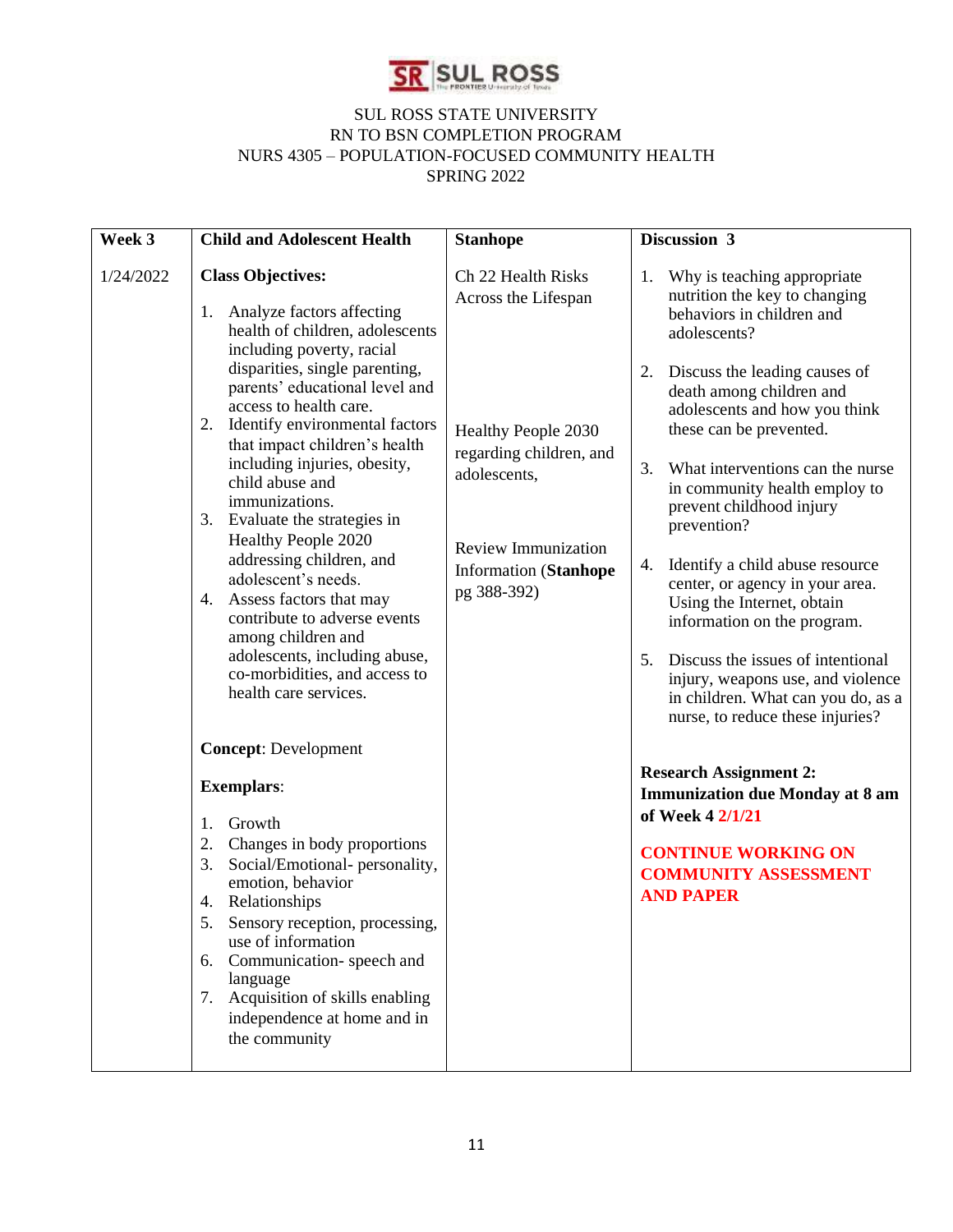SUL ROSS STATE UNIVERSITY
RN TO BSN COMPLETION PROGRAM
NURS 4305 – POPULATION-FOCUSED COMMUNITY HEALTH
SPRING 2022

| Week 3 | Child and Adolescent Health | Stanhope | Discussion 3 |
|---|---|---|---|
| 1/24/2022 | **Class Objectives:**<br><br>1. Analyze factors affecting health of children, adolescents including poverty, racial disparities, single parenting, parents' educational level and access to health care.<br>2. Identify environmental factors that impact children's health including injuries, obesity, child abuse and immunizations.<br>3. Evaluate the strategies in Healthy People 2020 addressing children, and adolescent's needs.<br>4. Assess factors that may contribute to adverse events among children and adolescents, including abuse, co-morbidities, and access to health care services.<br><br>**Concept**: Development<br><br>**Exemplars**:<br><br>1. Growth<br>2. Changes in body proportions<br>3. Social/Emotional- personality, emotion, behavior<br>4. Relationships<br>5. Sensory reception, processing, use of information<br>6. Communication- speech and language<br>7. Acquisition of skills enabling independence at home and in the community | Ch 22 Health Risks Across the Lifespan<br><br>Healthy People 2030 regarding children, and adolescents,<br><br>Review Immunization Information (**Stanhope** pg 388-392) | 1. Why is teaching appropriate nutrition the key to changing behaviors in children and adolescents?<br><br>2. Discuss the leading causes of death among children and adolescents and how you think these can be prevented.<br><br>3. What interventions can the nurse in community health employ to prevent childhood injury prevention?<br><br>4. Identify a child abuse resource center, or agency in your area. Using the Internet, obtain information on the program.<br><br>5. Discuss the issues of intentional injury, weapons use, and violence in children. What can you do, as a nurse, to reduce these injuries?<br><br>**Research Assignment 2: Immunization due Monday at 8 am of Week 4 2/1/21**<br><br>**CONTINUE WORKING ON COMMUNITY ASSESSMENT AND PAPER** |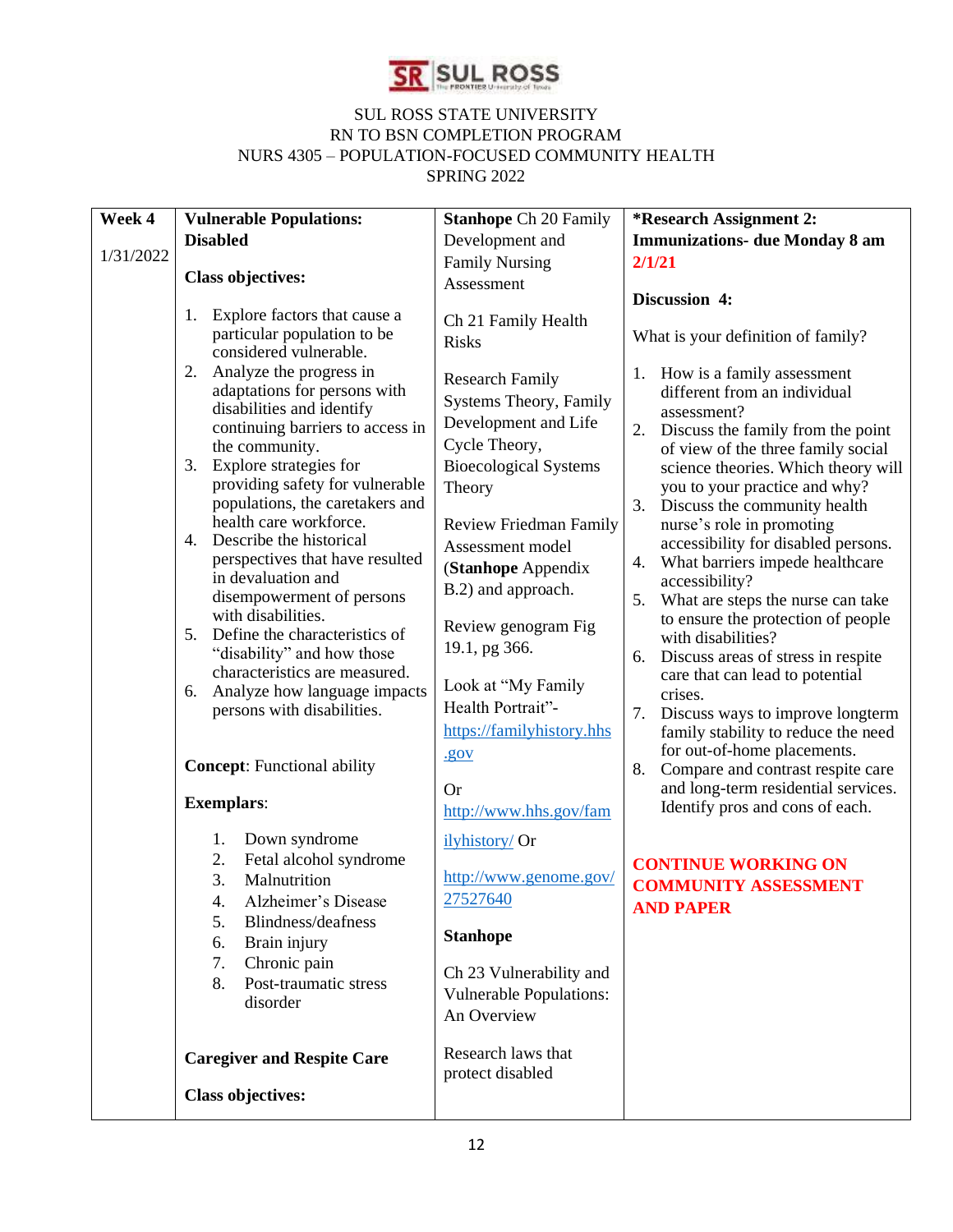SUL ROSS STATE UNIVERSITY
RN TO BSN COMPLETION PROGRAM
NURS 4305 – POPULATION-FOCUSED COMMUNITY HEALTH
SPRING 2022

| Week 4<br><br>1/31/2022 | **Vulnerable Populations: Disabled**<br><br>**Class objectives:**<br><br>1. Explore factors that cause a particular population to be considered vulnerable.<br>2. Analyze the progress in adaptations for persons with disabilities and identify continuing barriers to access in the community.<br>3. Explore strategies for providing safety for vulnerable populations, the caretakers and health care workforce.<br>4. Describe the historical perspectives that have resulted in devaluation and disempowerment of persons with disabilities.<br>5. Define the characteristics of "disability" and how those characteristics are measured.<br>6. Analyze how language impacts persons with disabilities.<br><br>**Concept**: Functional ability<br><br>**Exemplars**:<br><br>1. Down syndrome<br>2. Fetal alcohol syndrome<br>3. Malnutrition<br>4. Alzheimer's Disease<br>5. Blindness/deafness<br>6. Brain injury<br>7. Chronic pain<br>8. Post-traumatic stress disorder<br><br>**Caregiver and Respite Care**<br><br>**Class objectives:** | **Stanhope** Ch 20 Family Development and Family Nursing Assessment<br><br>Ch 21 Family Health Risks<br><br>Research Family Systems Theory, Family Development and Life Cycle Theory, Bioecological Systems Theory<br><br>Review Friedman Family Assessment model (**Stanhope** Appendix B.2) and approach.<br><br>Review genogram Fig 19.1, pg 366.<br><br>Look at "My Family Health Portrait"- https://familyhistory.hhs.gov<br><br>Or http://www.hhs.gov/familyhistory/ Or<br><br>http://www.genome.gov/27527640<br><br>**Stanhope**<br><br>Ch 23 Vulnerability and Vulnerable Populations: An Overview<br><br>Research laws that protect disabled | **\*Research Assignment 2: Immunizations- due Monday 8 am 2/1/21**<br><br>**Discussion 4:**<br><br>What is your definition of family?<br><br>1. How is a family assessment different from an individual assessment?<br>2. Discuss the family from the point of view of the three family social science theories. Which theory will you to your practice and why?<br>3. Discuss the community health nurse's role in promoting accessibility for disabled persons.<br>4. What barriers impede healthcare accessibility?<br>5. What are steps the nurse can take to ensure the protection of people with disabilities?<br>6. Discuss areas of stress in respite care that can lead to potential crises.<br>7. Discuss ways to improve longterm family stability to reduce the need for out-of-home placements.<br>8. Compare and contrast respite care and long-term residential services. Identify pros and cons of each.<br><br>**CONTINUE WORKING ON COMMUNITY ASSESSMENT AND PAPER** |
|---|---|---|---|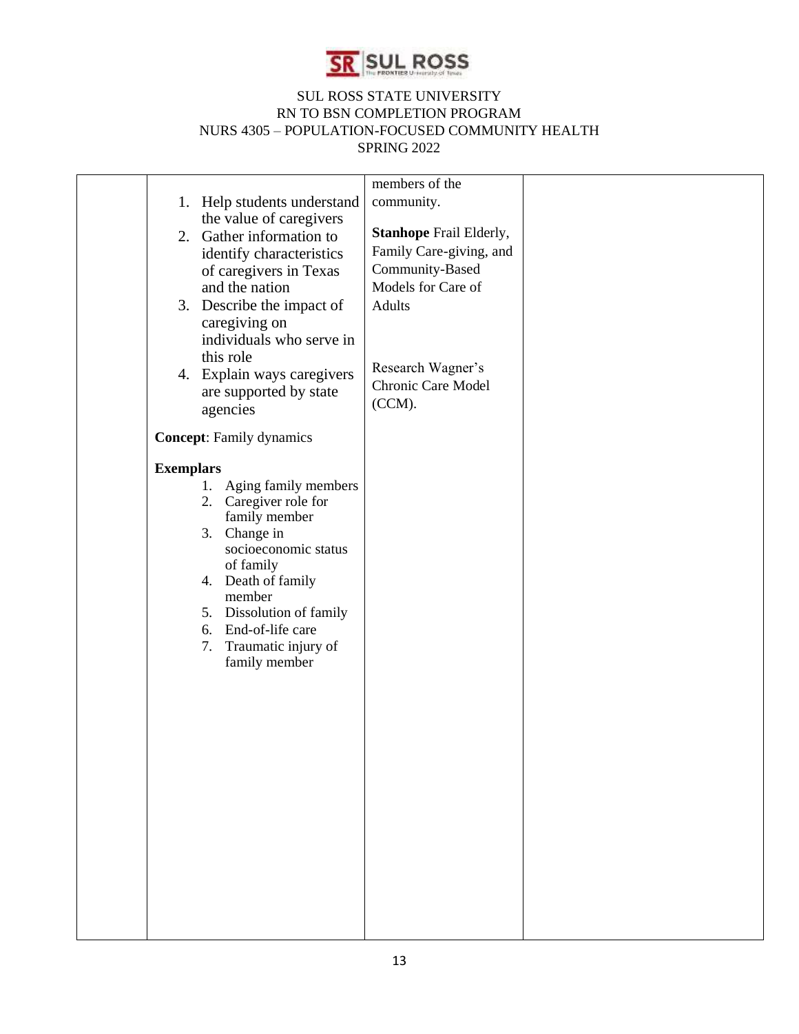| | | | |
|---|---|---|---|
| | 1. Help students understand the value of caregivers<br>2. Gather information to identify characteristics of caregivers in Texas and the nation<br>3. Describe the impact of caregiving on individuals who serve in this role<br>4. Explain ways caregivers are supported by state agencies<br><br>**Concept**: Family dynamics<br><br>**Exemplars**<br>1. Aging family members<br>2. Caregiver role for family member<br>3. Change in socioeconomic status of family<br>4. Death of family member<br>5. Dissolution of family<br>6. End-of-life care<br>7. Traumatic injury of family member | members of the community.<br><br>**Stanhope** Frail Elderly, Family Care-giving, and Community-Based Models for Care of Adults<br><br>Research Wagner's Chronic Care Model (CCM). | |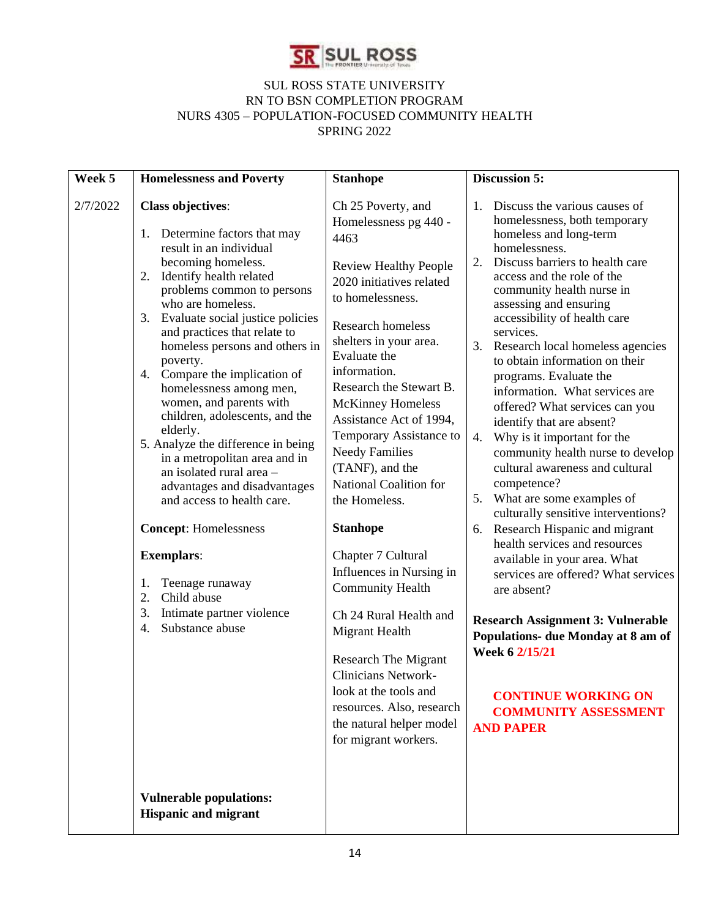SUL ROSS STATE UNIVERSITY
RN TO BSN COMPLETION PROGRAM
NURS 4305 – POPULATION-FOCUSED COMMUNITY HEALTH
SPRING 2022

| **Week 5** | **Homelessness and Poverty** | **Stanhope** | **Discussion 5:** |
|---|---|---|---|
| 2/7/2022 | **Class objectives**:<br><br>1. Determine factors that may result in an individual becoming homeless.<br>2. Identify health related problems common to persons who are homeless.<br>3. Evaluate social justice policies and practices that relate to homeless persons and others in poverty.<br>4. Compare the implication of homelessness among men, women, and parents with children, adolescents, and the elderly.<br>5. Analyze the difference in being in a metropolitan area and in an isolated rural area – advantages and disadvantages and access to health care.<br><br>**Concept**: Homelessness<br><br>**Exemplars**:<br><br>1. Teenage runaway<br>2. Child abuse<br>3. Intimate partner violence<br>4. Substance abuse<br><br>**Vulnerable populations: Hispanic and migrant** | Ch 25 Poverty, and Homelessness pg 440 - 4463<br><br>Review Healthy People 2020 initiatives related to homelessness.<br><br>Research homeless shelters in your area. Evaluate the information.<br>Research the Stewart B. McKinney Homeless Assistance Act of 1994, Temporary Assistance to Needy Families (TANF), and the National Coalition for the Homeless.<br><br>**Stanhope**<br><br>Chapter 7 Cultural Influences in Nursing in Community Health<br><br>Ch 24 Rural Health and Migrant Health<br><br>Research The Migrant Clinicians Network- look at the tools and resources. Also, research the natural helper model for migrant workers. | 1. Discuss the various causes of homelessness, both temporary homeless and long-term homelessness.<br>2. Discuss barriers to health care access and the role of the community health nurse in assessing and ensuring accessibility of health care services.<br>3. Research local homeless agencies to obtain information on their programs. Evaluate the information. What services are offered? What services can you identify that are absent?<br>4. Why is it important for the community health nurse to develop cultural awareness and cultural competence?<br>5. What are some examples of culturally sensitive interventions?<br>6. Research Hispanic and migrant health services and resources available in your area. What services are offered? What services are absent?<br><br>**Research Assignment 3: Vulnerable Populations- due Monday at 8 am of Week 6 2/15/21**<br><br>**CONTINUE WORKING ON COMMUNITY ASSESSMENT AND PAPER** |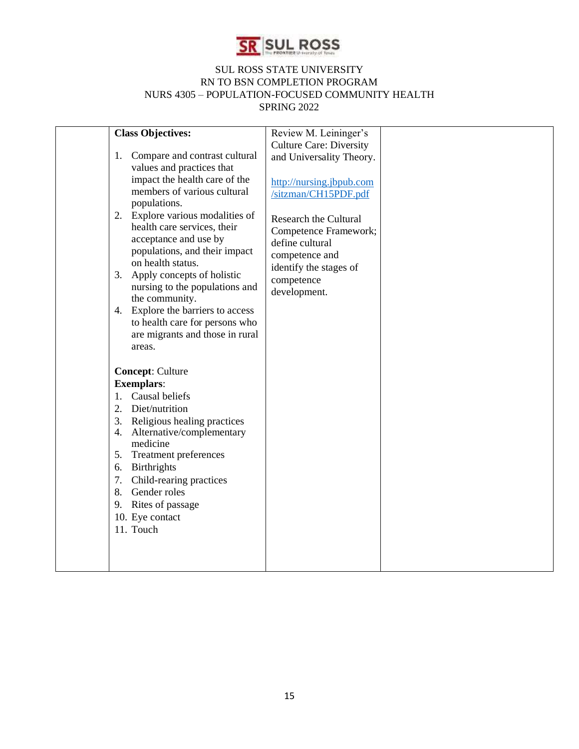SUL ROSS STATE UNIVERSITY
RN TO BSN COMPLETION PROGRAM
NURS 4305 – POPULATION-FOCUSED COMMUNITY HEALTH
SPRING 2022

| | | | |
|---|---|---|---|
| | **Class Objectives:**<br><br>1. Compare and contrast cultural values and practices that impact the health care of the members of various cultural populations.<br>2. Explore various modalities of health care services, their acceptance and use by populations, and their impact on health status.<br>3. Apply concepts of holistic nursing to the populations and the community.<br>4. Explore the barriers to access to health care for persons who are migrants and those in rural areas.<br><br>**Concept**: Culture<br>**Exemplars**:<br>1. Causal beliefs<br>2. Diet/nutrition<br>3. Religious healing practices<br>4. Alternative/complementary medicine<br>5. Treatment preferences<br>6. Birthrights<br>7. Child-rearing practices<br>8. Gender roles<br>9. Rites of passage<br>10. Eye contact<br>11. Touch | Review M. Leininger's Culture Care: Diversity and Universality Theory.<br><br>http://nursing.jbpub.com/sitzman/CH15PDF.pdf<br><br>Research the Cultural Competence Framework; define cultural competence and identify the stages of competence development. | |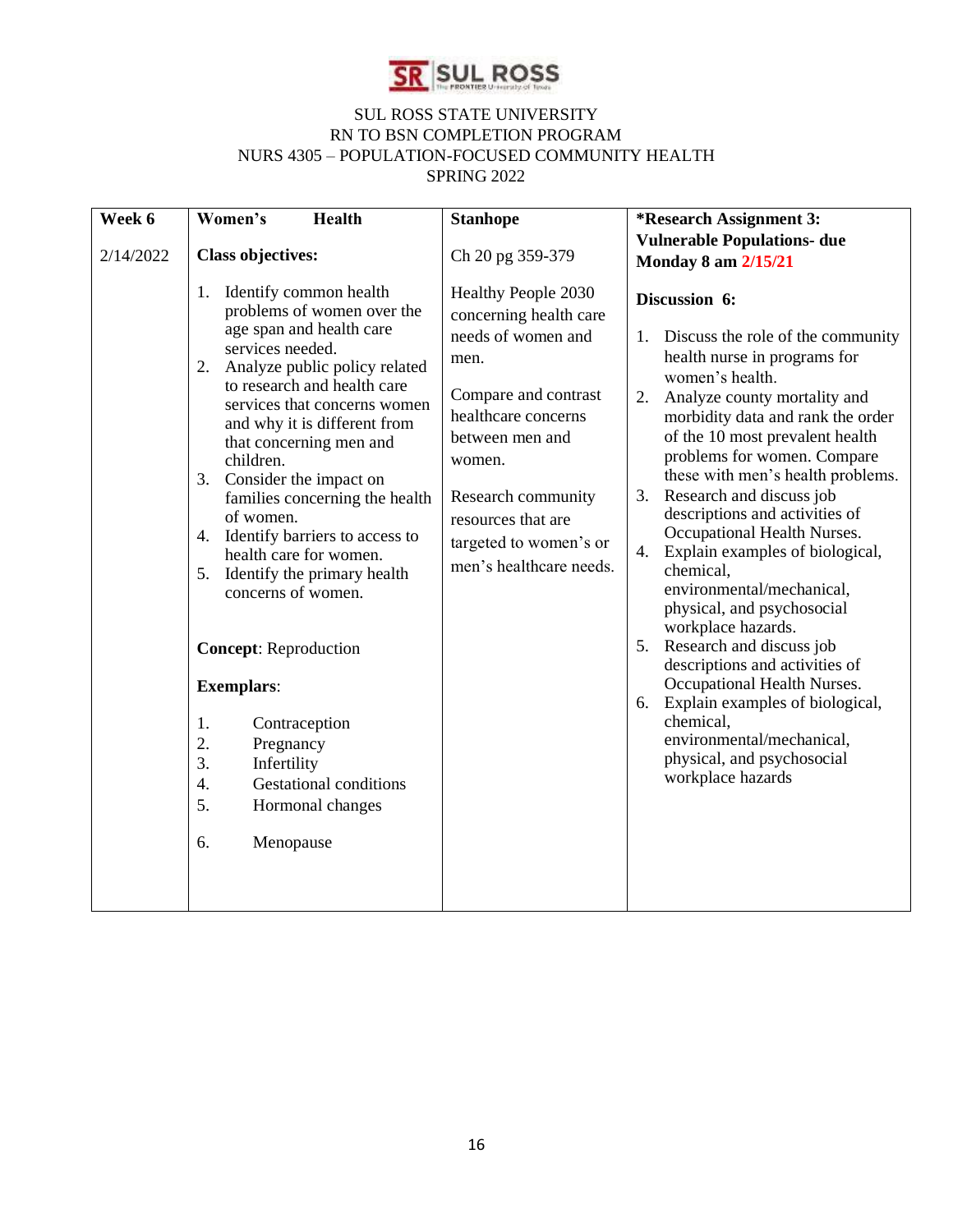SUL ROSS STATE UNIVERSITY
RN TO BSN COMPLETION PROGRAM
NURS 4305 – POPULATION-FOCUSED COMMUNITY HEALTH
SPRING 2022

| **Week 6**<br><br>2/14/2022 | **Women's Health**<br><br>**Class objectives:**<br><br>1. Identify common health problems of women over the age span and health care services needed.<br>2. Analyze public policy related to research and health care services that concerns women and why it is different from that concerning men and children.<br>3. Consider the impact on families concerning the health of women.<br>4. Identify barriers to access to health care for women.<br>5. Identify the primary health concerns of women.<br><br>**Concept**: Reproduction<br><br>**Exemplars**:<br><br>1. Contraception<br>2. Pregnancy<br>3. Infertility<br>4. Gestational conditions<br>5. Hormonal changes<br>6. Menopause | **Stanhope**<br><br>Ch 20 pg 359-379<br><br>Healthy People 2030 concerning health care needs of women and men.<br><br>Compare and contrast healthcare concerns between men and women.<br><br>Research community resources that are targeted to women's or men's healthcare needs. | **\*Research Assignment 3: Vulnerable Populations- due Monday 8 am 2/15/21**<br><br>**Discussion 6:**<br><br>1. Discuss the role of the community health nurse in programs for women's health.<br>2. Analyze county mortality and morbidity data and rank the order of the 10 most prevalent health problems for women. Compare these with men's health problems.<br>3. Research and discuss job descriptions and activities of Occupational Health Nurses.<br>4. Explain examples of biological, chemical, environmental/mechanical, physical, and psychosocial workplace hazards.<br>5. Research and discuss job descriptions and activities of Occupational Health Nurses.<br>6. Explain examples of biological, chemical, environmental/mechanical, physical, and psychosocial workplace hazards |
|---|---|---|---|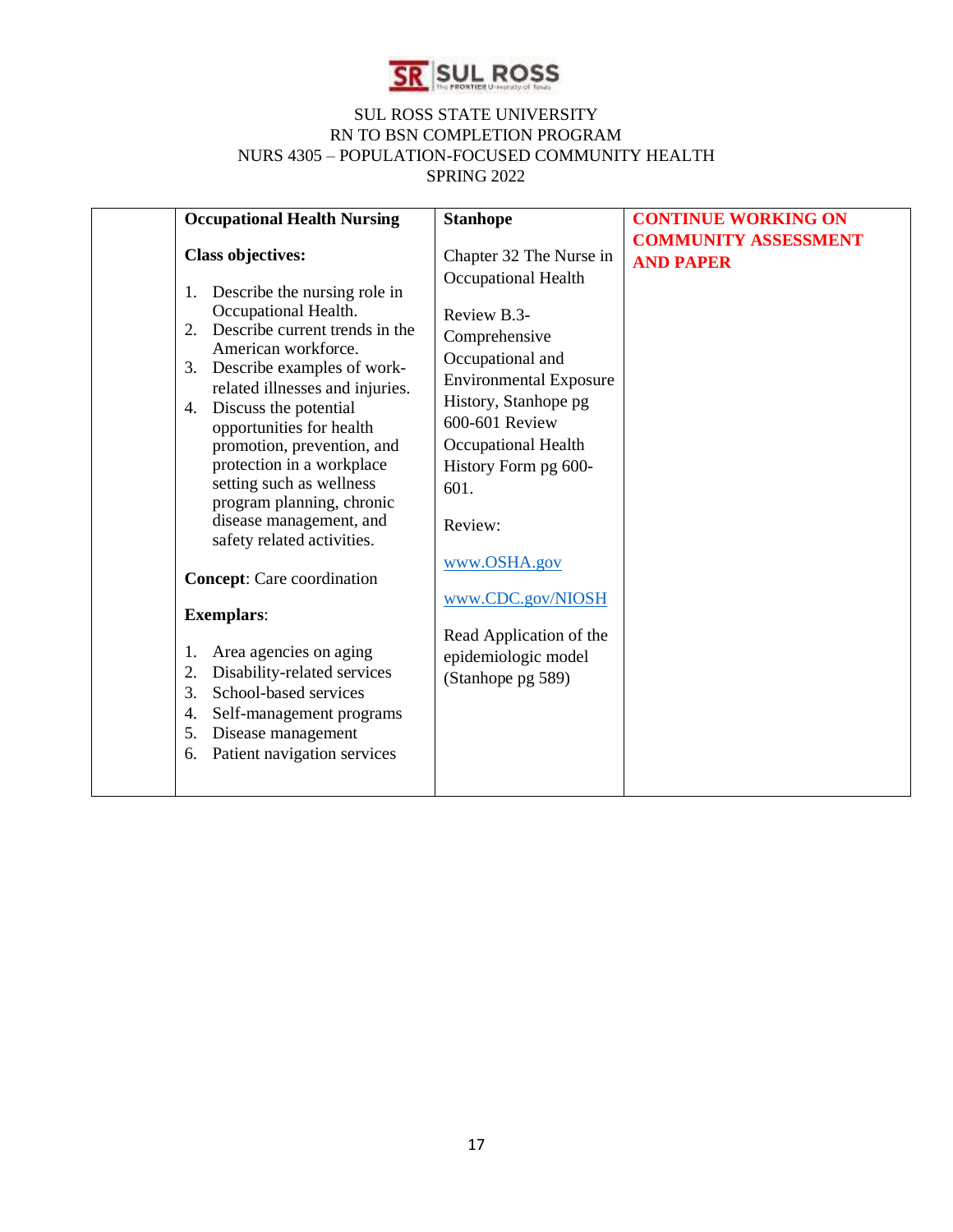SUL ROSS STATE UNIVERSITY
RN TO BSN COMPLETION PROGRAM
NURS 4305 – POPULATION-FOCUSED COMMUNITY HEALTH
SPRING 2022

| | | | |
|---|---|---|---|
| | **Occupational Health Nursing**<br><br>**Class objectives:**<br><br>1. Describe the nursing role in Occupational Health.<br>2. Describe current trends in the American workforce.<br>3. Describe examples of work-related illnesses and injuries.<br>4. Discuss the potential opportunities for health promotion, prevention, and protection in a workplace setting such as wellness program planning, chronic disease management, and safety related activities.<br><br>**Concept**: Care coordination<br><br>**Exemplars**:<br><br>1. Area agencies on aging<br>2. Disability-related services<br>3. School-based services<br>4. Self-management programs<br>5. Disease management<br>6. Patient navigation services | **Stanhope**<br><br>Chapter 32 The Nurse in Occupational Health<br><br>Review B.3- Comprehensive Occupational and Environmental Exposure History, Stanhope pg 600-601 Review Occupational Health History Form pg 600-601.<br><br>Review:<br><br>www.OSHA.gov<br><br>www.CDC.gov/NIOSH<br><br>Read Application of the epidemiologic model (Stanhope pg 589) | **CONTINUE WORKING ON COMMUNITY ASSESSMENT AND PAPER** |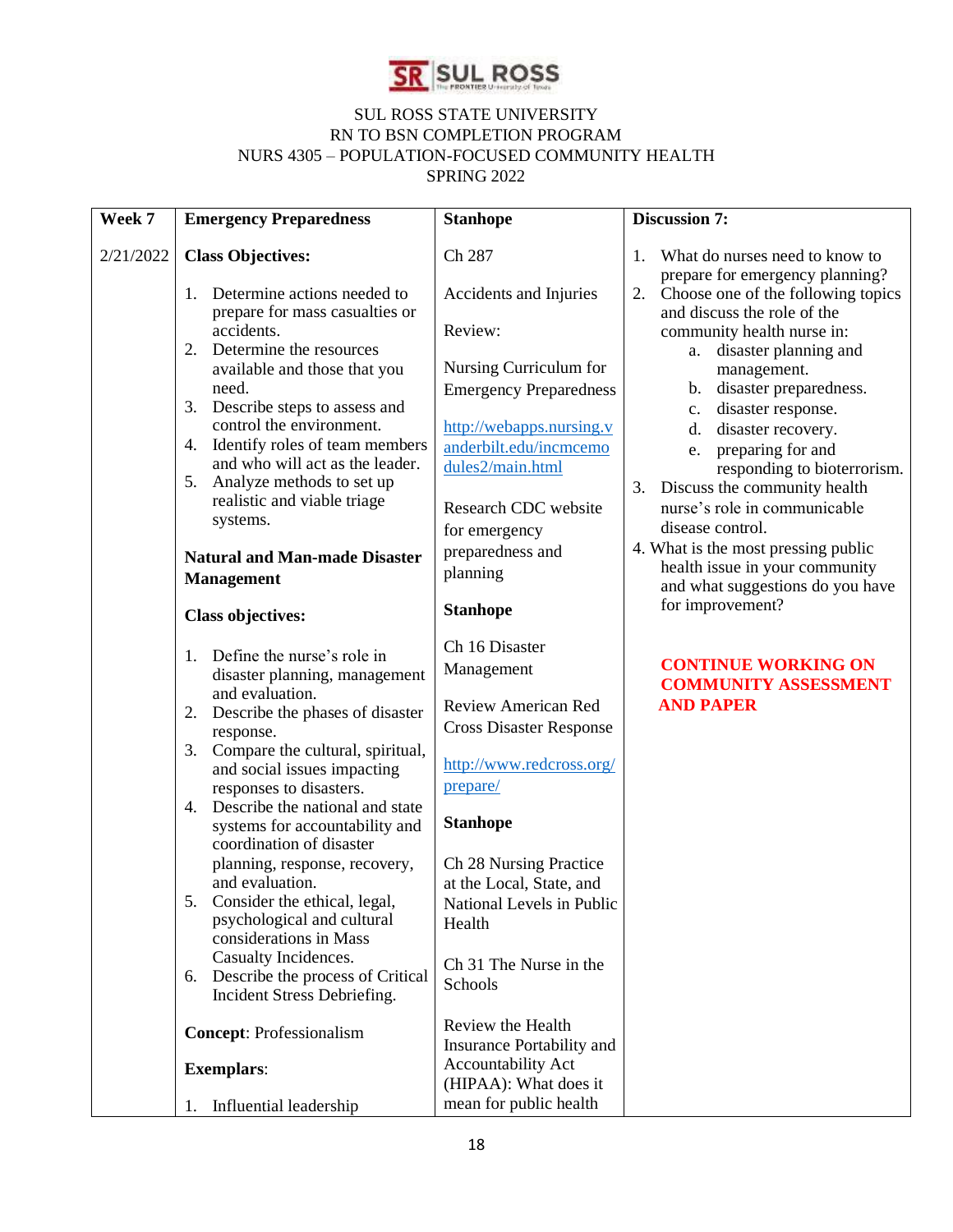SUL ROSS STATE UNIVERSITY
RN TO BSN COMPLETION PROGRAM
NURS 4305 – POPULATION-FOCUSED COMMUNITY HEALTH
SPRING 2022

| Week 7 | Emergency Preparedness | Stanhope | Discussion 7: |
|---|---|---|---|
| 2/21/2022 | **Class Objectives:**<br><br>1. Determine actions needed to prepare for mass casualties or accidents.<br>2. Determine the resources available and those that you need.<br>3. Describe steps to assess and control the environment.<br>4. Identify roles of team members and who will act as the leader.<br>5. Analyze methods to set up realistic and viable triage systems.<br><br>**Natural and Man-made Disaster Management**<br><br>**Class objectives:**<br><br>1. Define the nurse's role in disaster planning, management and evaluation.<br>2. Describe the phases of disaster response.<br>3. Compare the cultural, spiritual, and social issues impacting responses to disasters.<br>4. Describe the national and state systems for accountability and coordination of disaster planning, response, recovery, and evaluation.<br>5. Consider the ethical, legal, psychological and cultural considerations in Mass Casualty Incidences.<br>6. Describe the process of Critical Incident Stress Debriefing.<br><br>**Concept**: Professionalism<br><br>**Exemplars**:<br><br>1. Influential leadership | Ch 287<br><br>Accidents and Injuries<br><br>Review:<br><br>Nursing Curriculum for Emergency Preparedness<br><br>http://webapps.nursing.vanderbilt.edu/incmcemodules2/main.html<br><br>Research CDC website for emergency preparedness and planning<br><br>**Stanhope**<br><br>Ch 16 Disaster Management<br><br>Review American Red Cross Disaster Response<br><br>http://www.redcross.org/prepare/<br><br>**Stanhope**<br><br>Ch 28 Nursing Practice at the Local, State, and National Levels in Public Health<br><br>Ch 31 The Nurse in the Schools<br><br>Review the Health Insurance Portability and Accountability Act (HIPAA): What does it mean for public health | 1. What do nurses need to know to prepare for emergency planning?<br>2. Choose one of the following topics and discuss the role of the community health nurse in:<br>a. disaster planning and management.<br>b. disaster preparedness.<br>c. disaster response.<br>d. disaster recovery.<br>e. preparing for and responding to bioterrorism.<br>3. Discuss the community health nurse's role in communicable disease control.<br>4. What is the most pressing public health issue in your community and what suggestions do you have for improvement?<br><br>**CONTINUE WORKING ON COMMUNITY ASSESSMENT AND PAPER** |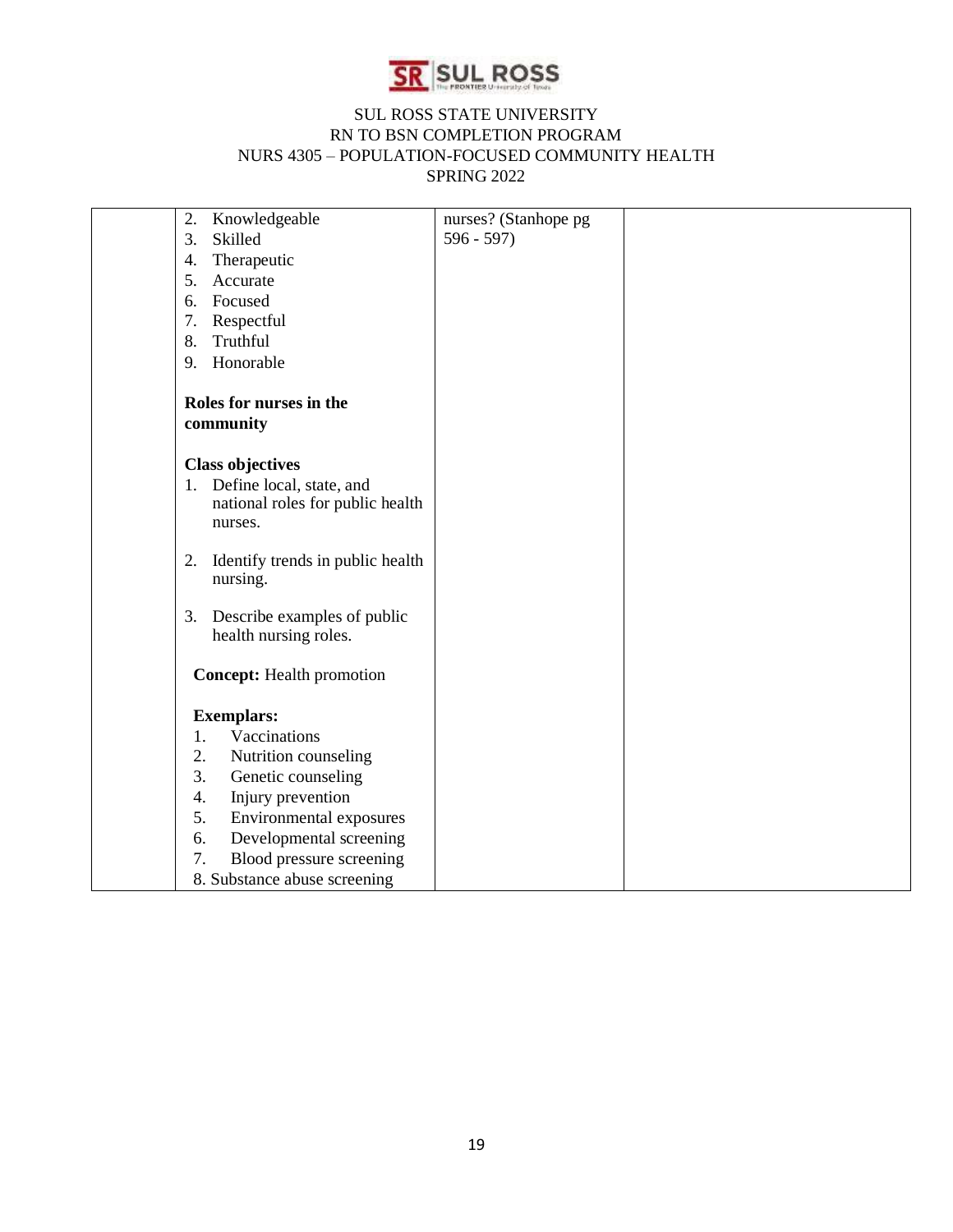| | | | |
|---|---|---|---|
| | 2. Knowledgeable<br>3. Skilled<br>4. Therapeutic<br>5. Accurate<br>6. Focused<br>7. Respectful<br>8. Truthful<br>9. Honorable<br><br>**Roles for nurses in the community**<br><br>**Class objectives**<br>1. Define local, state, and national roles for public health nurses.<br><br>2. Identify trends in public health nursing.<br><br>3. Describe examples of public health nursing roles.<br><br>**Concept:** Health promotion<br><br>**Exemplars:**<br>1. Vaccinations<br>2. Nutrition counseling<br>3. Genetic counseling<br>4. Injury prevention<br>5. Environmental exposures<br>6. Developmental screening<br>7. Blood pressure screening<br>8. Substance abuse screening | nurses? (Stanhope pg 596 - 597) | |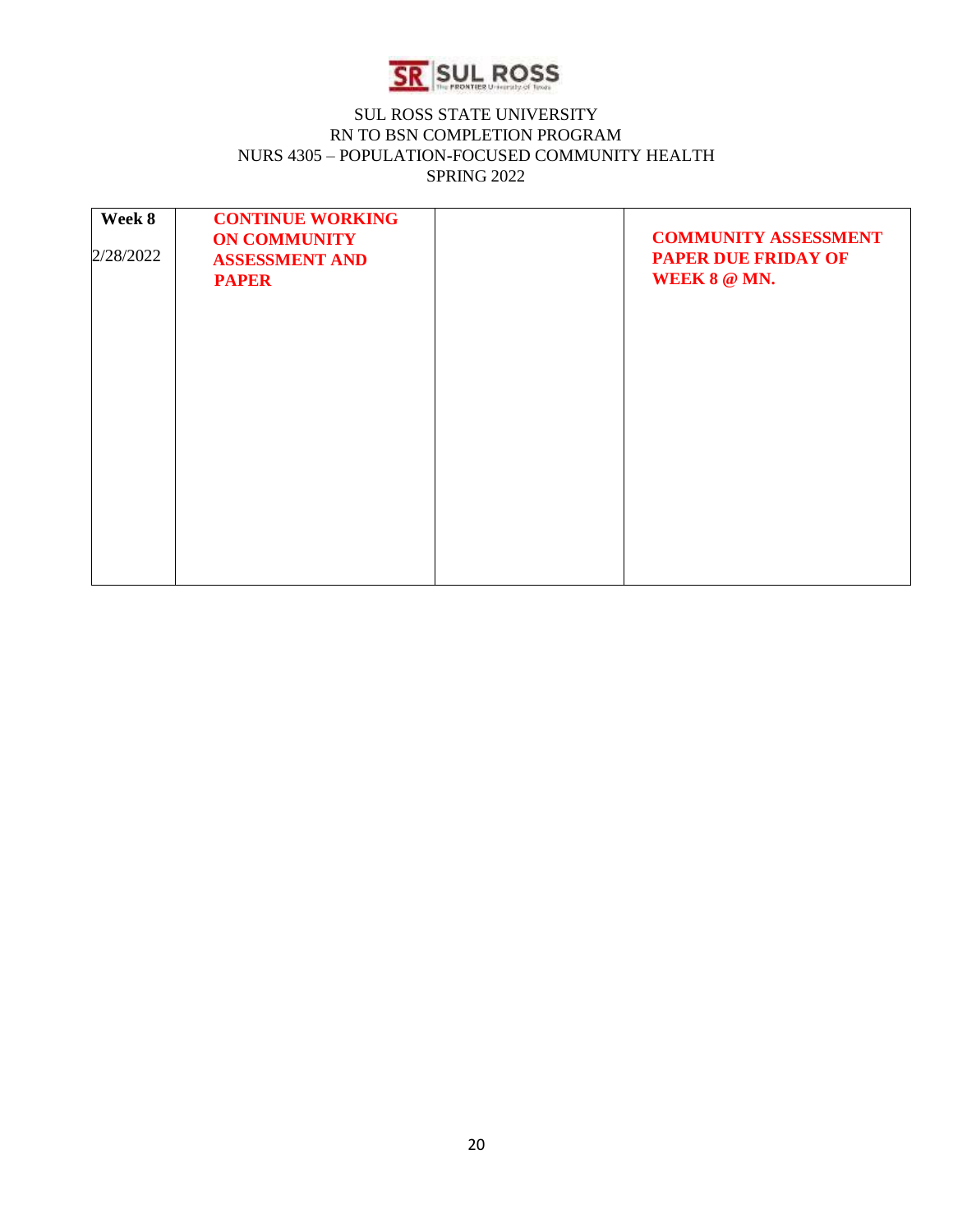SUL ROSS STATE UNIVERSITY
RN TO BSN COMPLETION PROGRAM
NURS 4305 – POPULATION-FOCUSED COMMUNITY HEALTH
SPRING 2022

| | | | |
|---|---|---|---|
| **Week 8**<br>2/28/2022 | **CONTINUE WORKING ON COMMUNITY ASSESSMENT AND PAPER** | | **COMMUNITY ASSESSMENT PAPER DUE FRIDAY OF WEEK 8 @ MN.** |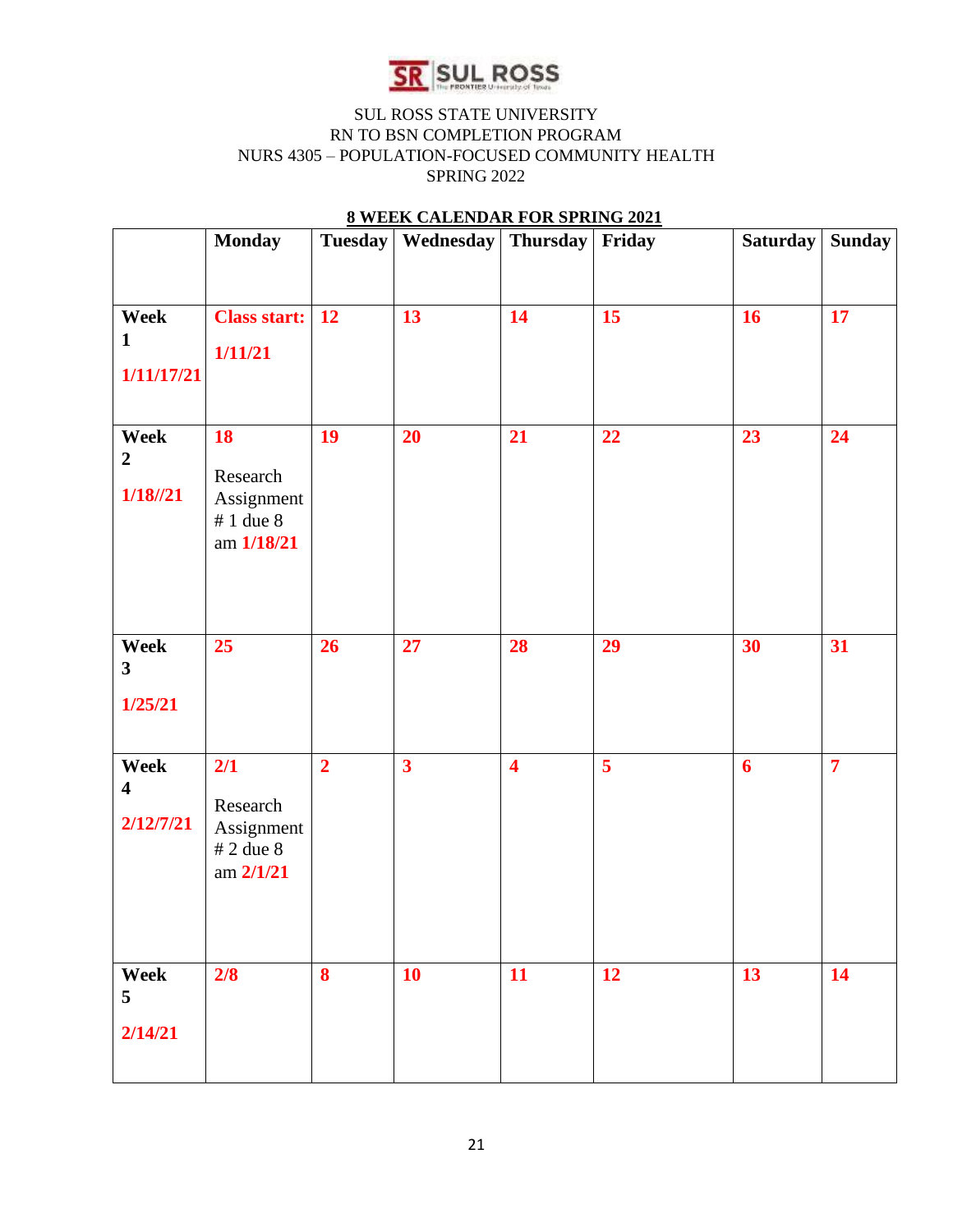SUL ROSS STATE UNIVERSITY
RN TO BSN COMPLETION PROGRAM
NURS 4305 – POPULATION-FOCUSED COMMUNITY HEALTH
SPRING 2022

**8 WEEK CALENDAR FOR SPRING 2021**

| | Monday | Tuesday | Wednesday | Thursday | Friday | Saturday | Sunday |
|---|---|---|---|---|---|---|---|
| **Week 1** **1/11/17/21** | **Class start: 1/11/21** | **12** | **13** | **14** | **15** | **16** | **17** |
| **Week 2** **1/18//21** | **18** Research Assignment # 1 due 8 am **1/18/21** | **19** | **20** | **21** | **22** | **23** | **24** |
| **Week 3** **1/25/21** | **25** | **26** | **27** | **28** | **29** | **30** | **31** |
| **Week 4** **2/12/7/21** | **2/1** Research Assignment # 2 due 8 am **2/1/21** | **2** | **3** | **4** | **5** | **6** | **7** |
| **Week 5** **2/14/21** | **2/8** | **8** | **10** | **11** | **12** | **13** | **14** |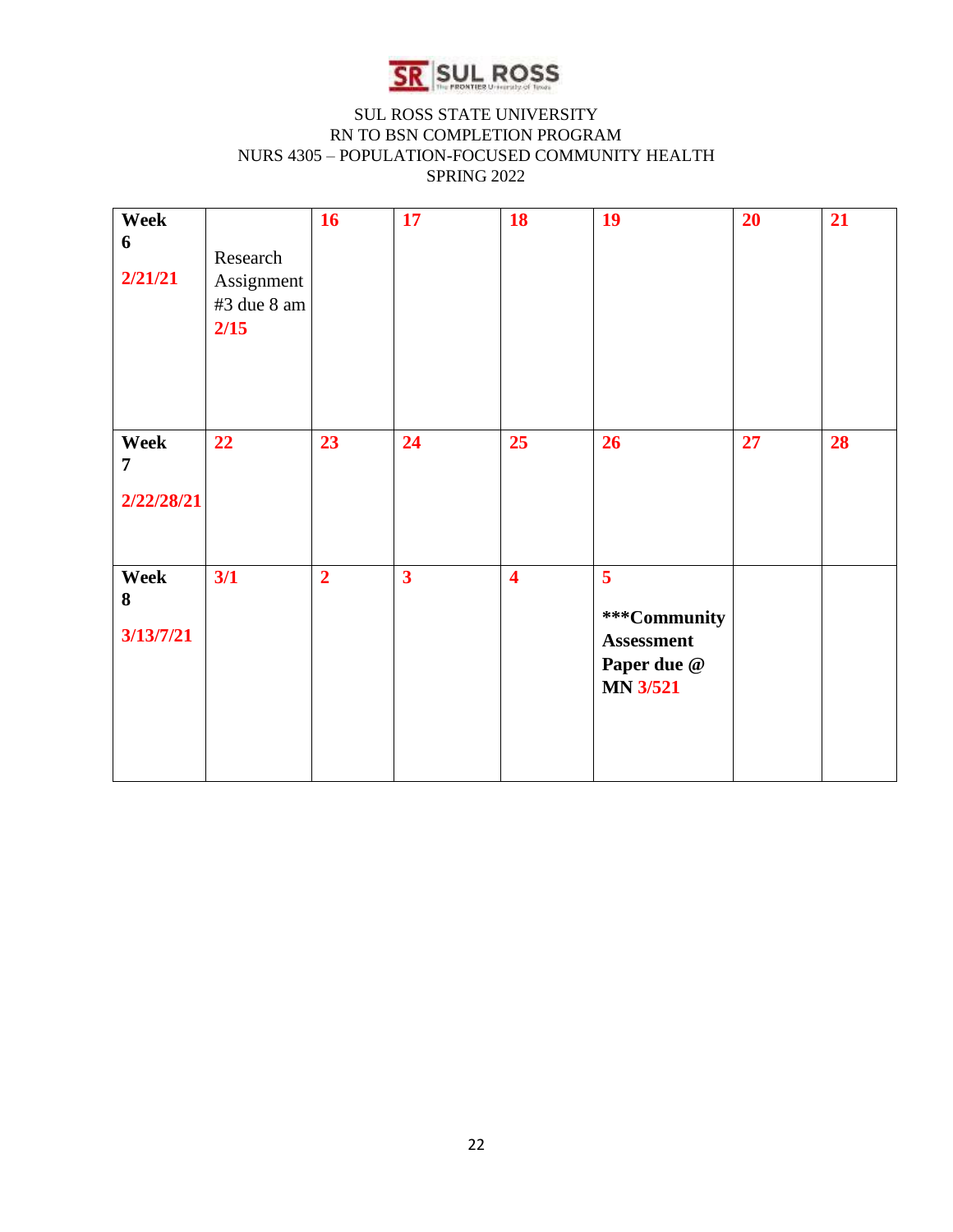SUL ROSS STATE UNIVERSITY
RN TO BSN COMPLETION PROGRAM
NURS 4305 – POPULATION-FOCUSED COMMUNITY HEALTH
SPRING 2022

| **Week 6** **2/21/21** | Research Assignment #3 due 8 am **2/15** | **16** | **17** | **18** | **19** | **20** | **21** |
|---|---|---|---|---|---|---|---|
| **Week 7** **2/22/28/21** | **22** | **23** | **24** | **25** | **26** | **27** | **28** |
| **Week 8** **3/13/7/21** | **3/1** | **2** | **3** | **4** | **5** **\*\*\*Community Assessment Paper due @ MN 3/521** | | |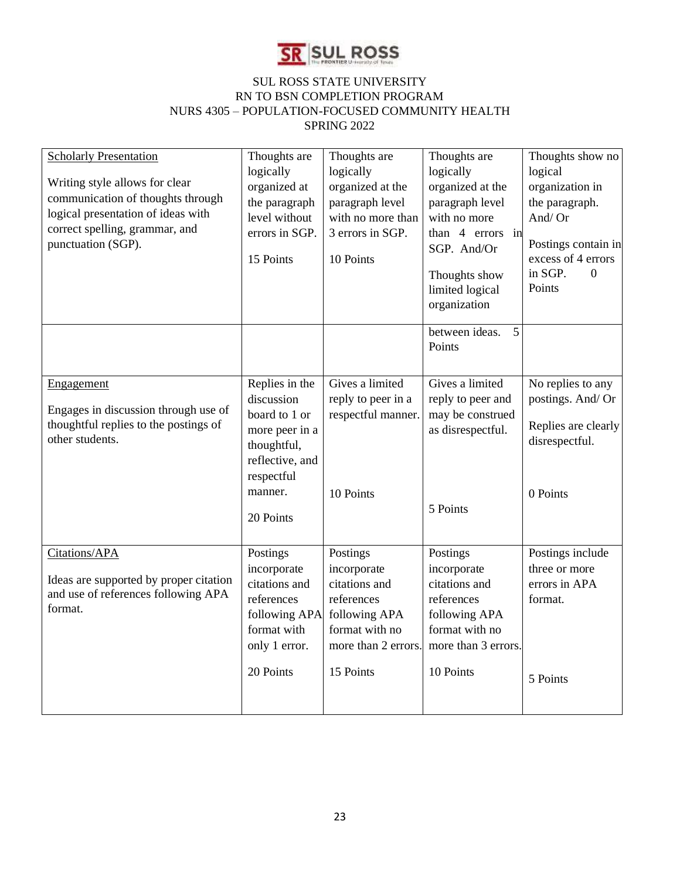SUL ROSS STATE UNIVERSITY
RN TO BSN COMPLETION PROGRAM
NURS 4305 – POPULATION-FOCUSED COMMUNITY HEALTH
SPRING 2022

| | | | | |
|---|---|---|---|---|
| Scholarly Presentation<br><br>Writing style allows for clear communication of thoughts through logical presentation of ideas with correct spelling, grammar, and punctuation (SGP). | Thoughts are logically organized at the paragraph level without errors in SGP.<br><br>15 Points | Thoughts are logically organized at the paragraph level with no more than 3 errors in SGP.<br><br>10 Points | Thoughts are logically organized at the paragraph level with no more than 4 errors in SGP. And/Or<br><br>Thoughts show limited logical organization between ideas. 5 Points | Thoughts show no logical organization in the paragraph. And/ Or<br><br>Postings contain in excess of 4 errors in SGP. 0 Points |
| Engagement<br><br>Engages in discussion through use of thoughtful replies to the postings of other students. | Replies in the discussion board to 1 or more peer in a thoughtful, reflective, and respectful manner.<br><br>20 Points | Gives a limited reply to peer in a respectful manner.<br><br>10 Points | Gives a limited reply to peer and may be construed as disrespectful.<br><br>5 Points | No replies to any postings. And/ Or<br><br>Replies are clearly disrespectful.<br><br>0 Points |
| Citations/APA<br><br>Ideas are supported by proper citation and use of references following APA format. | Postings incorporate citations and references following APA format with only 1 error.<br><br>20 Points | Postings incorporate citations and references following APA format with no more than 2 errors.<br><br>15 Points | Postings incorporate citations and references following APA format with no more than 3 errors.<br><br>10 Points | Postings include three or more errors in APA format.<br><br>5 Points |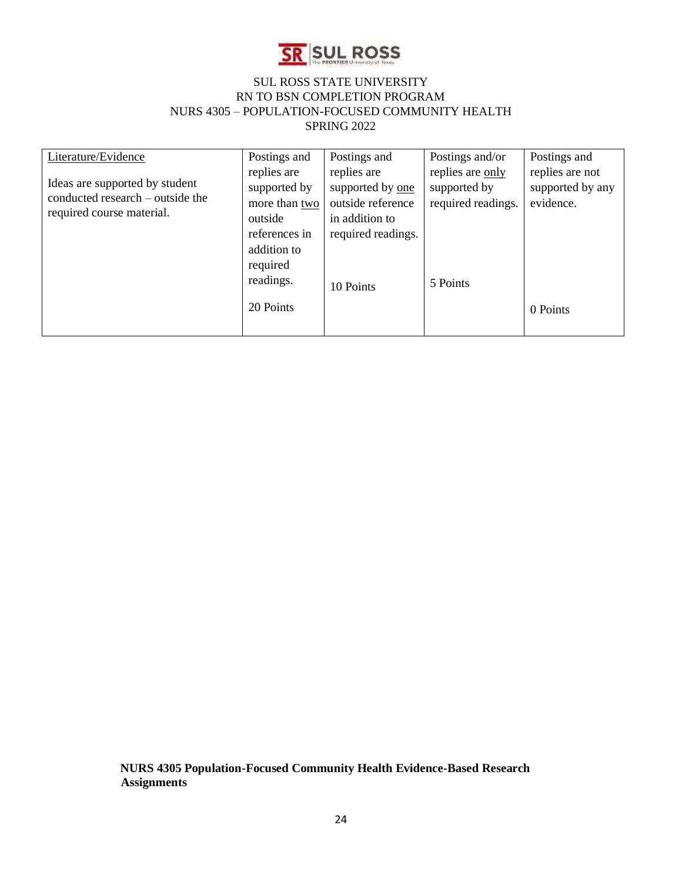| <u>Literature/Evidence</u><br><br>Ideas are supported by student conducted research – outside the required course material. | Postings and replies are supported by more than <u>two</u> outside references in addition to required readings.<br><br>20 Points | Postings and replies are supported by <u>one</u> outside reference in addition to required readings.<br><br>10 Points | Postings and/or replies are <u>only</u> supported by required readings.<br><br>5 Points | Postings and replies are not supported by any evidence.<br><br>0 Points |
|---|---|---|---|---|

**NURS 4305 Population-Focused Community Health Evidence-Based Research Assignments**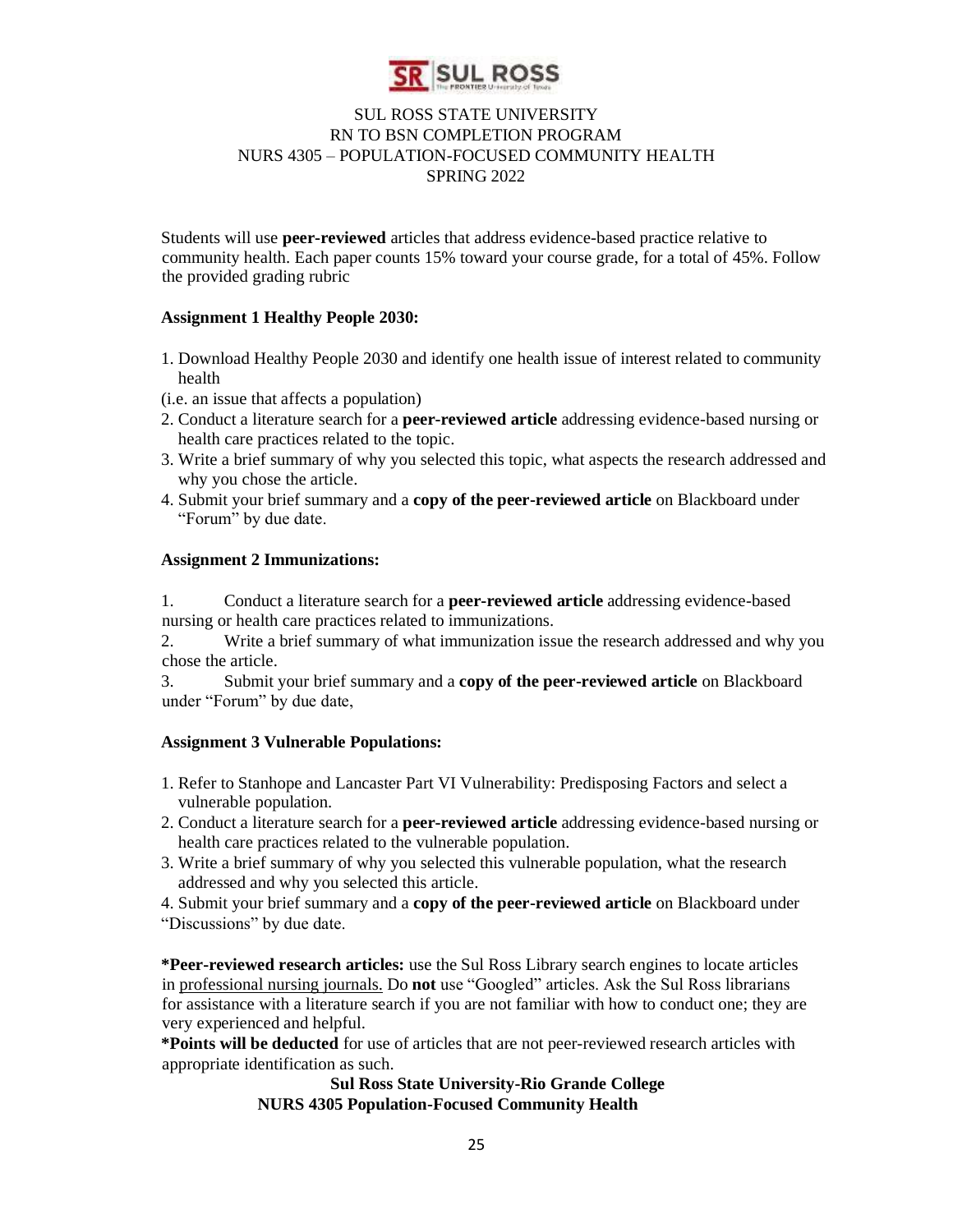SUL ROSS STATE UNIVERSITY
RN TO BSN COMPLETION PROGRAM
NURS 4305 – POPULATION-FOCUSED COMMUNITY HEALTH
SPRING 2022

Students will use **peer-reviewed** articles that address evidence-based practice relative to community health. Each paper counts 15% toward your course grade, for a total of 45%. Follow the provided grading rubric

**Assignment 1 Healthy People 2030:**

1. Download Healthy People 2030 and identify one health issue of interest related to community health
(i.e. an issue that affects a population)
2. Conduct a literature search for a **peer-reviewed article** addressing evidence-based nursing or health care practices related to the topic.
3. Write a brief summary of why you selected this topic, what aspects the research addressed and why you chose the article.
4. Submit your brief summary and a **copy of the peer-reviewed article** on Blackboard under "Forum" by due date.

**Assignment 2 Immunizations:**

1. Conduct a literature search for a **peer-reviewed article** addressing evidence-based nursing or health care practices related to immunizations.
2. Write a brief summary of what immunization issue the research addressed and why you chose the article.
3. Submit your brief summary and a **copy of the peer-reviewed article** on Blackboard under "Forum" by due date,

**Assignment 3 Vulnerable Populations:**

1. Refer to Stanhope and Lancaster Part VI Vulnerability: Predisposing Factors and select a vulnerable population.
2. Conduct a literature search for a **peer-reviewed article** addressing evidence-based nursing or health care practices related to the vulnerable population.
3. Write a brief summary of why you selected this vulnerable population, what the research addressed and why you selected this article.
4. Submit your brief summary and a **copy of the peer-reviewed article** on Blackboard under "Discussions" by due date.

***Peer-reviewed research articles:** use the Sul Ross Library search engines to locate articles in professional nursing journals. Do **not** use "Googled" articles. Ask the Sul Ross librarians for assistance with a literature search if you are not familiar with how to conduct one; they are very experienced and helpful.
***Points will be deducted** for use of articles that are not peer-reviewed research articles with appropriate identification as such.

**Sul Ross State University-Rio Grande College**
**NURS 4305 Population-Focused Community Health**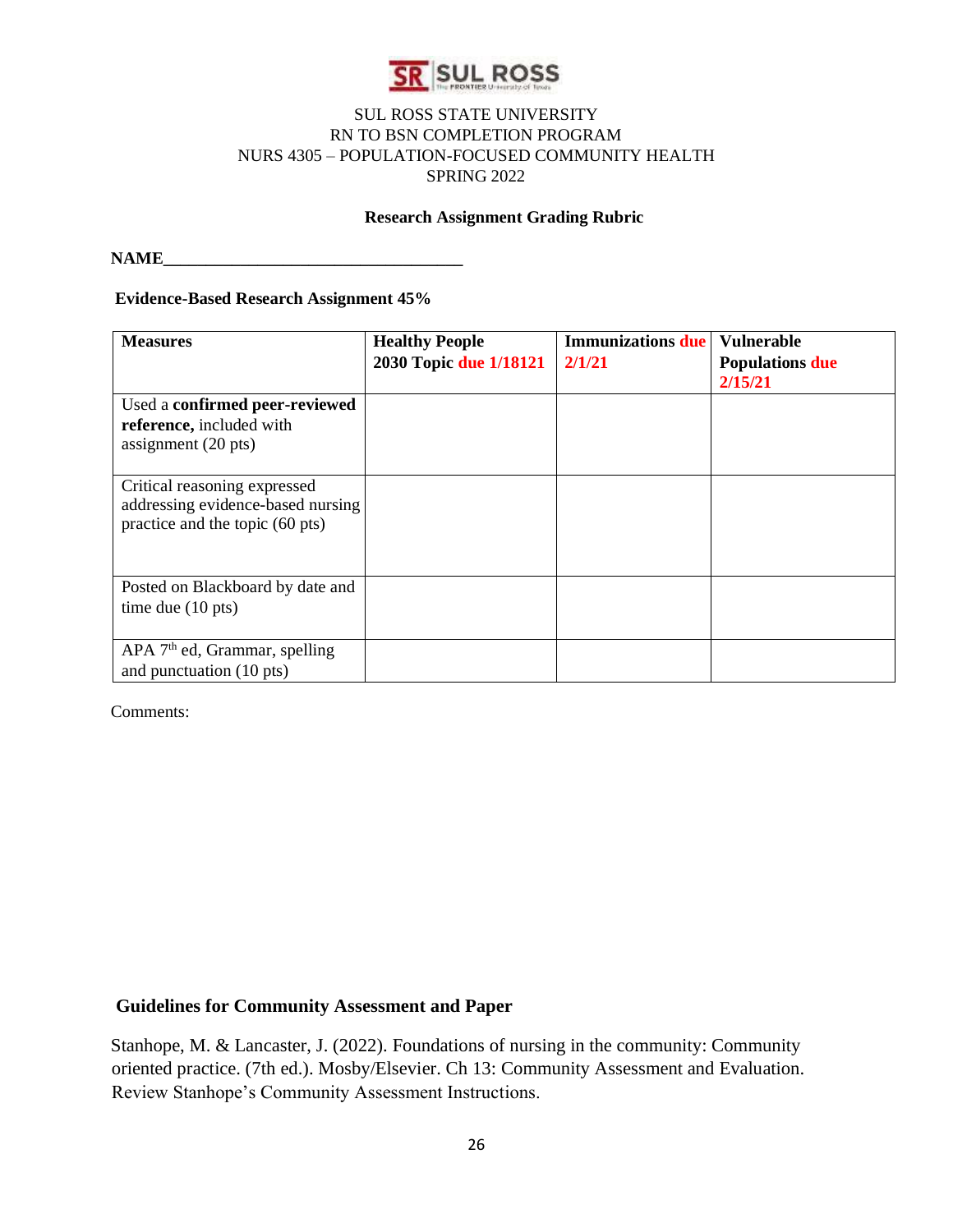SUL ROSS STATE UNIVERSITY
RN TO BSN COMPLETION PROGRAM
NURS 4305 – POPULATION-FOCUSED COMMUNITY HEALTH
SPRING 2022

**Research Assignment Grading Rubric**

**NAME**___________________________________

**Evidence-Based Research Assignment 45%**

| **Measures** | **Healthy People 2030 Topic due 1/18121** | **Immunizations due 2/1/21** | **Vulnerable Populations due 2/15/21** |
|---|---|---|---|
| Used a **confirmed peer-reviewed reference,** included with assignment (20 pts) | | | |
| Critical reasoning expressed addressing evidence-based nursing practice and the topic (60 pts) | | | |
| Posted on Blackboard by date and time due (10 pts) | | | |
| APA 7th ed, Grammar, spelling and punctuation (10 pts) | | | |

Comments:

## Guidelines for Community Assessment and Paper

Stanhope, M. & Lancaster, J. (2022). Foundations of nursing in the community: Community oriented practice. (7th ed.). Mosby/Elsevier. Ch 13: Community Assessment and Evaluation. Review Stanhope's Community Assessment Instructions.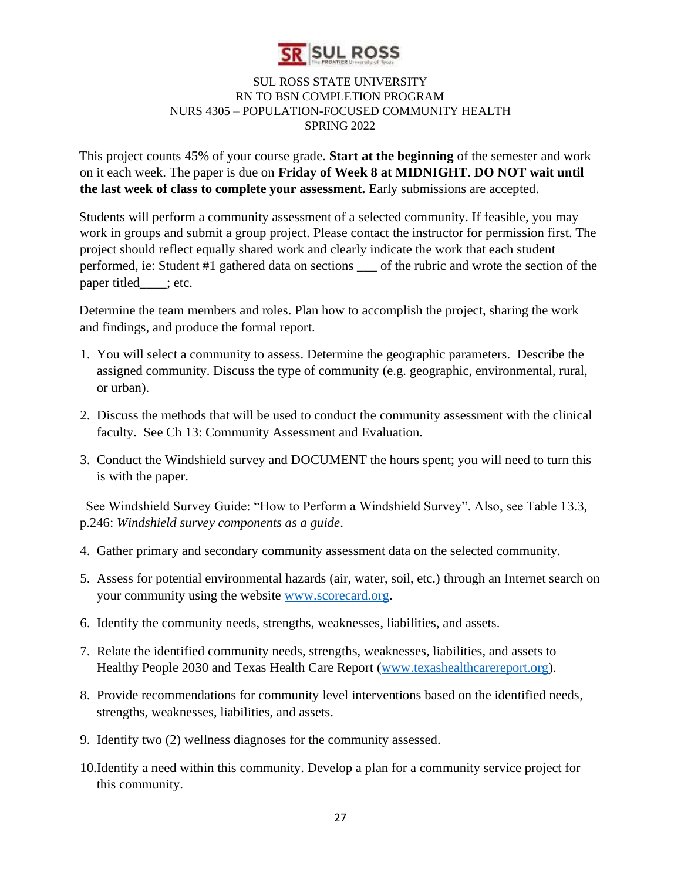SUL ROSS STATE UNIVERSITY
RN TO BSN COMPLETION PROGRAM
NURS 4305 – POPULATION-FOCUSED COMMUNITY HEALTH
SPRING 2022

This project counts 45% of your course grade. **Start at the beginning** of the semester and work on it each week. The paper is due on **Friday of Week 8 at MIDNIGHT**. **DO NOT wait until the last week of class to complete your assessment.** Early submissions are accepted.

Students will perform a community assessment of a selected community. If feasible, you may work in groups and submit a group project. Please contact the instructor for permission first. The project should reflect equally shared work and clearly indicate the work that each student performed, ie: Student #1 gathered data on sections ___ of the rubric and wrote the section of the paper titled____; etc.

Determine the team members and roles. Plan how to accomplish the project, sharing the work and findings, and produce the formal report.

1. You will select a community to assess. Determine the geographic parameters. Describe the assigned community. Discuss the type of community (e.g. geographic, environmental, rural, or urban).
2. Discuss the methods that will be used to conduct the community assessment with the clinical faculty. See Ch 13: Community Assessment and Evaluation.
3. Conduct the Windshield survey and DOCUMENT the hours spent; you will need to turn this is with the paper.

See Windshield Survey Guide: "How to Perform a Windshield Survey". Also, see Table 13.3, p.246: *Windshield survey components as a guide*.

4. Gather primary and secondary community assessment data on the selected community.
5. Assess for potential environmental hazards (air, water, soil, etc.) through an Internet search on your community using the website www.scorecard.org.
6. Identify the community needs, strengths, weaknesses, liabilities, and assets.
7. Relate the identified community needs, strengths, weaknesses, liabilities, and assets to Healthy People 2030 and Texas Health Care Report (www.texashealthcarereport.org).
8. Provide recommendations for community level interventions based on the identified needs, strengths, weaknesses, liabilities, and assets.
9. Identify two (2) wellness diagnoses for the community assessed.
10. Identify a need within this community. Develop a plan for a community service project for this community.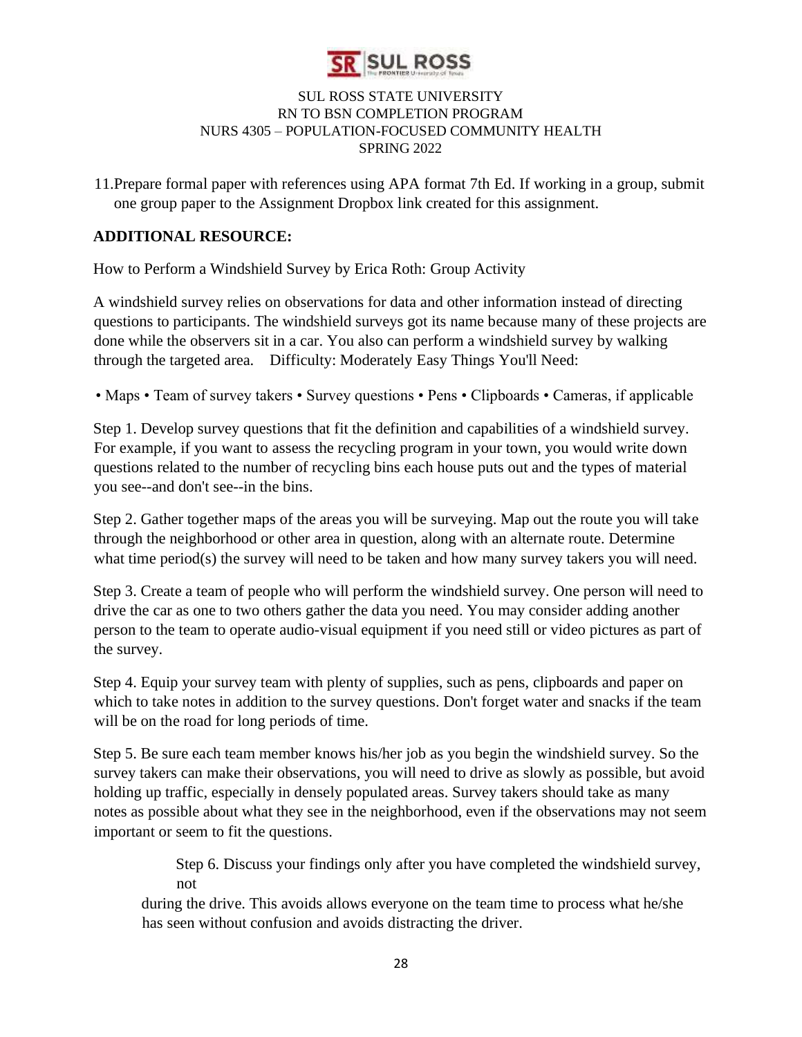11. Prepare formal paper with references using APA format 7th Ed. If working in a group, submit one group paper to the Assignment Dropbox link created for this assignment.

**ADDITIONAL RESOURCE:**

How to Perform a Windshield Survey by Erica Roth: Group Activity

A windshield survey relies on observations for data and other information instead of directing questions to participants. The windshield surveys got its name because many of these projects are done while the observers sit in a car. You also can perform a windshield survey by walking through the targeted area. Difficulty: Moderately Easy Things You'll Need:

• Maps • Team of survey takers • Survey questions • Pens • Clipboards • Cameras, if applicable

Step 1. Develop survey questions that fit the definition and capabilities of a windshield survey. For example, if you want to assess the recycling program in your town, you would write down questions related to the number of recycling bins each house puts out and the types of material you see--and don't see--in the bins.

Step 2. Gather together maps of the areas you will be surveying. Map out the route you will take through the neighborhood or other area in question, along with an alternate route. Determine what time period(s) the survey will need to be taken and how many survey takers you will need.

Step 3. Create a team of people who will perform the windshield survey. One person will need to drive the car as one to two others gather the data you need. You may consider adding another person to the team to operate audio-visual equipment if you need still or video pictures as part of the survey.

Step 4. Equip your survey team with plenty of supplies, such as pens, clipboards and paper on which to take notes in addition to the survey questions. Don't forget water and snacks if the team will be on the road for long periods of time.

Step 5. Be sure each team member knows his/her job as you begin the windshield survey. So the survey takers can make their observations, you will need to drive as slowly as possible, but avoid holding up traffic, especially in densely populated areas. Survey takers should take as many notes as possible about what they see in the neighborhood, even if the observations may not seem important or seem to fit the questions.

Step 6. Discuss your findings only after you have completed the windshield survey, not during the drive. This avoids allows everyone on the team time to process what he/she has seen without confusion and avoids distracting the driver.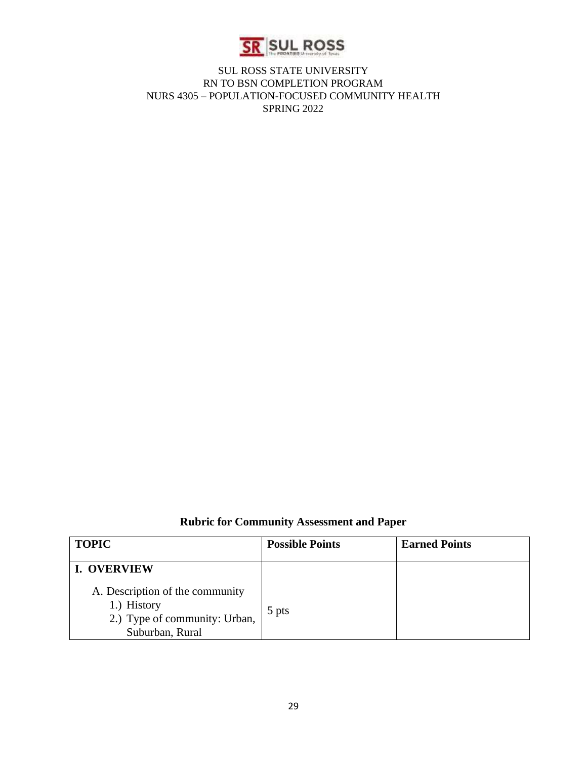SUL ROSS STATE UNIVERSITY
RN TO BSN COMPLETION PROGRAM
NURS 4305 – POPULATION-FOCUSED COMMUNITY HEALTH
SPRING 2022

## Rubric for Community Assessment and Paper

| TOPIC | Possible Points | Earned Points |
|---|---|---|
| **I. OVERVIEW**<br>A. Description of the community<br>1.) History<br>2.) Type of community: Urban, Suburban, Rural | 5 pts | |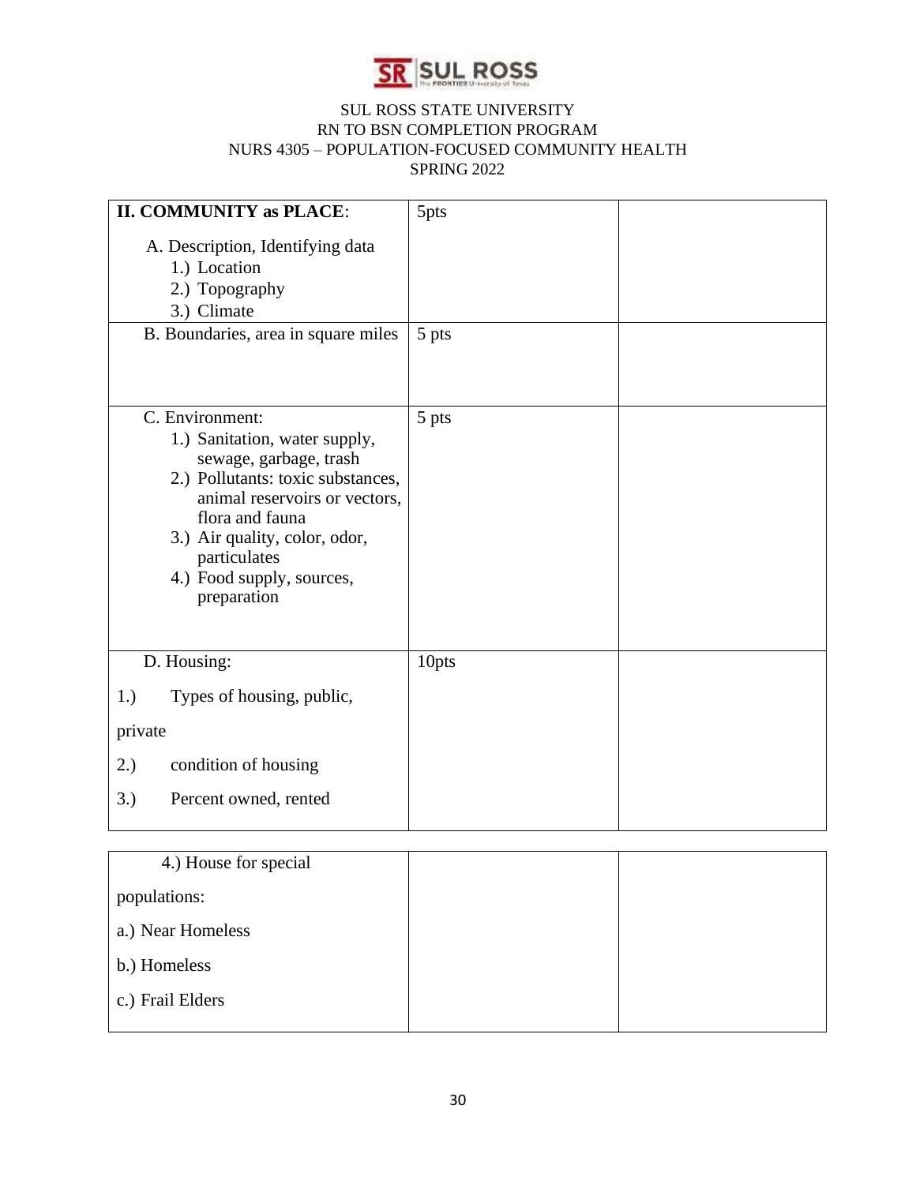SUL ROSS STATE UNIVERSITY
RN TO BSN COMPLETION PROGRAM
NURS 4305 – POPULATION-FOCUSED COMMUNITY HEALTH
SPRING 2022

| **II. COMMUNITY as PLACE**:<br><br>A. Description, Identifying data<br>1.) Location<br>2.) Topography<br>3.) Climate | 5pts | |
|---|---|---|
| B. Boundaries, area in square miles | 5 pts | |
| C. Environment:<br>1.) Sanitation, water supply, sewage, garbage, trash<br>2.) Pollutants: toxic substances, animal reservoirs or vectors, flora and fauna<br>3.) Air quality, color, odor, particulates<br>4.) Food supply, sources, preparation | 5 pts | |
| D. Housing:<br>1.) Types of housing, public, private<br>2.) condition of housing<br>3.) Percent owned, rented | 10pts | |
| 4.) House for special populations:<br>a.) Near Homeless<br>b.) Homeless<br>c.) Frail Elders | | |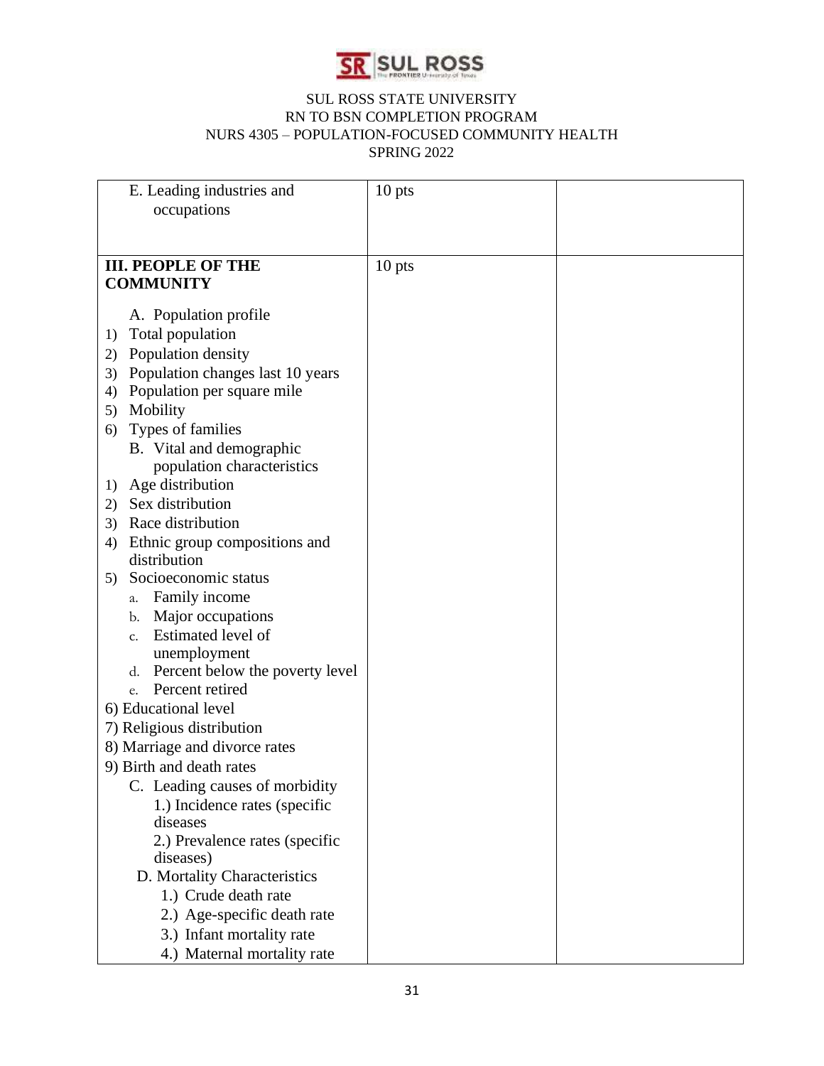SUL ROSS STATE UNIVERSITY
RN TO BSN COMPLETION PROGRAM
NURS 4305 – POPULATION-FOCUSED COMMUNITY HEALTH
SPRING 2022

| | | |
|---|---|---|
| E. Leading industries and occupations | 10 pts | |
| **III. PEOPLE OF THE COMMUNITY**<br><br>A. Population profile<br>1) Total population<br>2) Population density<br>3) Population changes last 10 years<br>4) Population per square mile<br>5) Mobility<br>6) Types of families<br>B. Vital and demographic population characteristics<br>1) Age distribution<br>2) Sex distribution<br>3) Race distribution<br>4) Ethnic group compositions and distribution<br>5) Socioeconomic status<br>a. Family income<br>b. Major occupations<br>c. Estimated level of unemployment<br>d. Percent below the poverty level<br>e. Percent retired<br>6) Educational level<br>7) Religious distribution<br>8) Marriage and divorce rates<br>9) Birth and death rates<br>C. Leading causes of morbidity<br>1.) Incidence rates (specific diseases<br>2.) Prevalence rates (specific diseases)<br>D. Mortality Characteristics<br>1.) Crude death rate<br>2.) Age-specific death rate<br>3.) Infant mortality rate<br>4.) Maternal mortality rate | 10 pts | |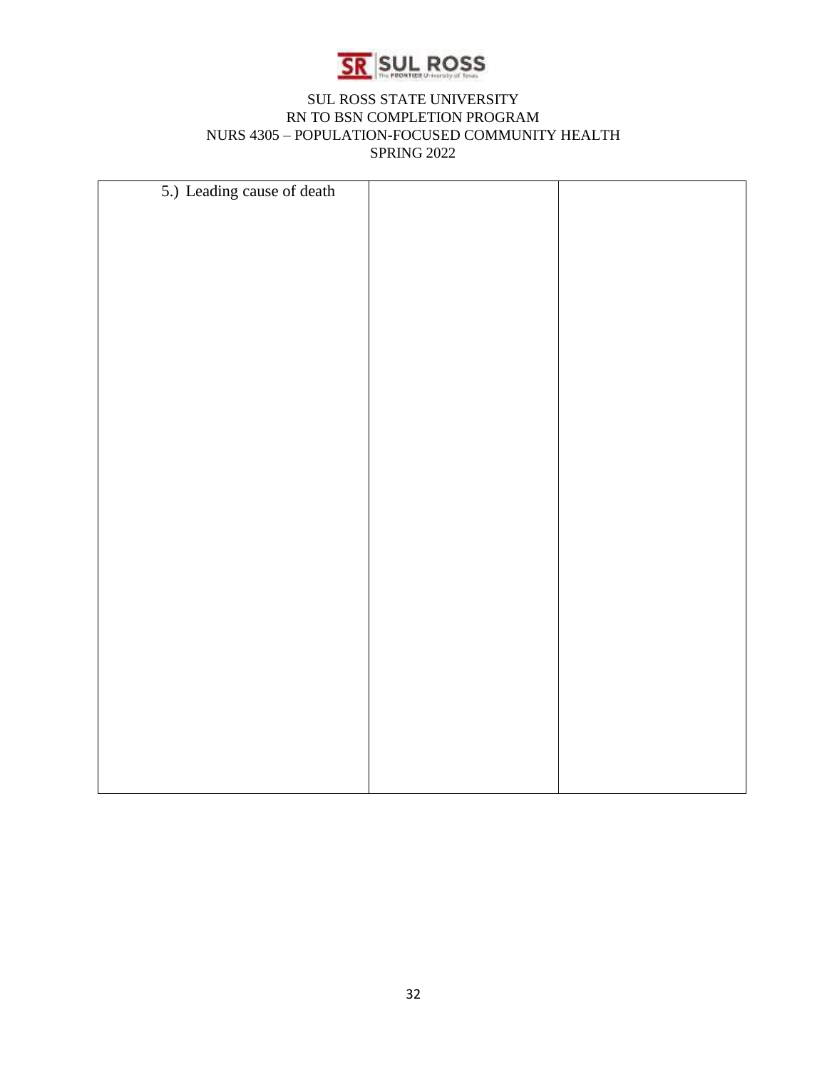| 5.) Leading cause of death | | |
|---|---|---|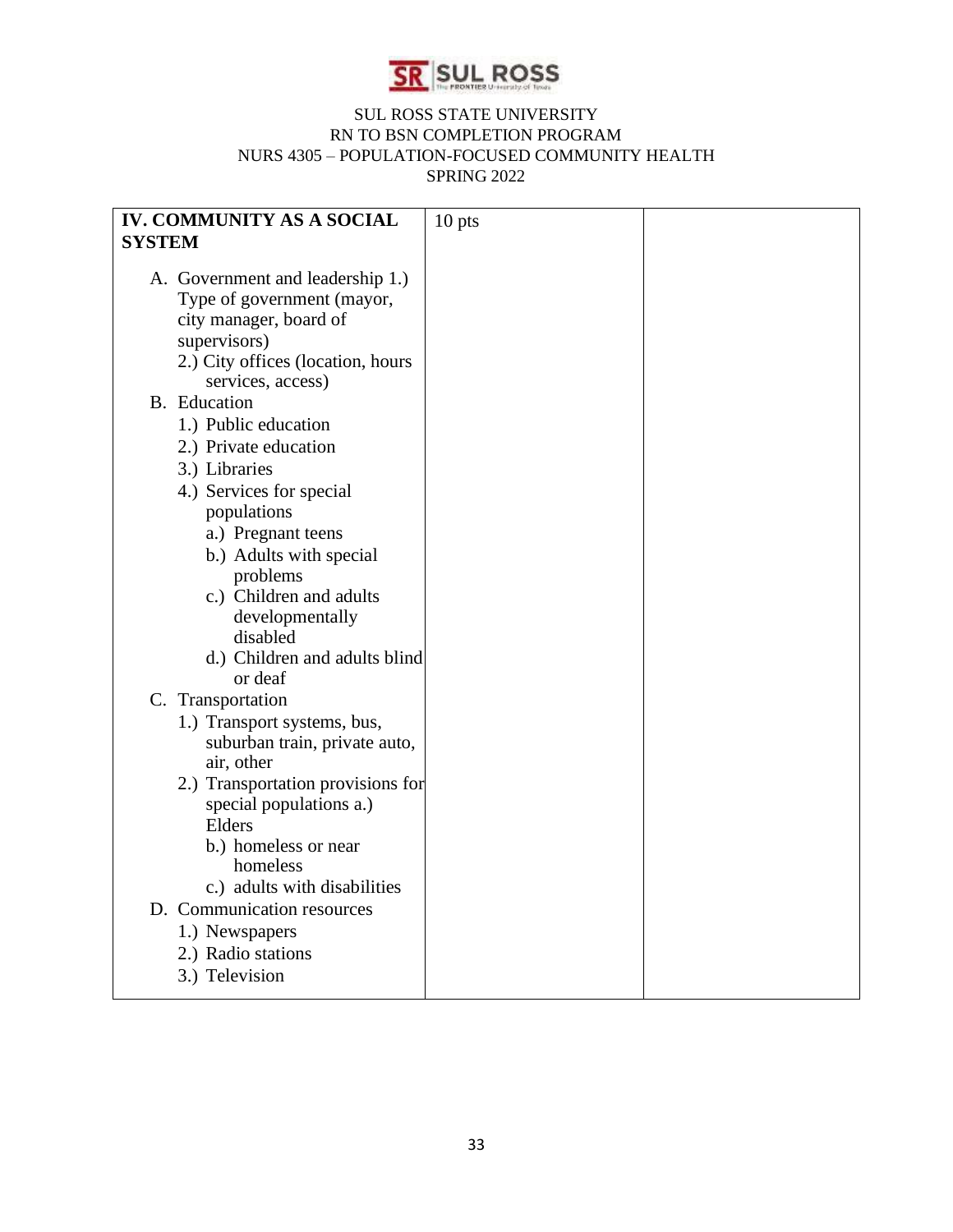SUL ROSS STATE UNIVERSITY
RN TO BSN COMPLETION PROGRAM
NURS 4305 – POPULATION-FOCUSED COMMUNITY HEALTH
SPRING 2022

| **IV. COMMUNITY AS A SOCIAL SYSTEM**<br><br>A. Government and leadership 1.) Type of government (mayor, city manager, board of supervisors)<br>2.) City offices (location, hours services, access)<br>B. Education<br>1.) Public education<br>2.) Private education<br>3.) Libraries<br>4.) Services for special populations<br>a.) Pregnant teens<br>b.) Adults with special problems<br>c.) Children and adults developmentally disabled<br>d.) Children and adults blind or deaf<br>C. Transportation<br>1.) Transport systems, bus, suburban train, private auto, air, other<br>2.) Transportation provisions for special populations a.) Elders<br>b.) homeless or near homeless<br>c.) adults with disabilities<br>D. Communication resources<br>1.) Newspapers<br>2.) Radio stations<br>3.) Television | 10 pts | |
|---|---|---|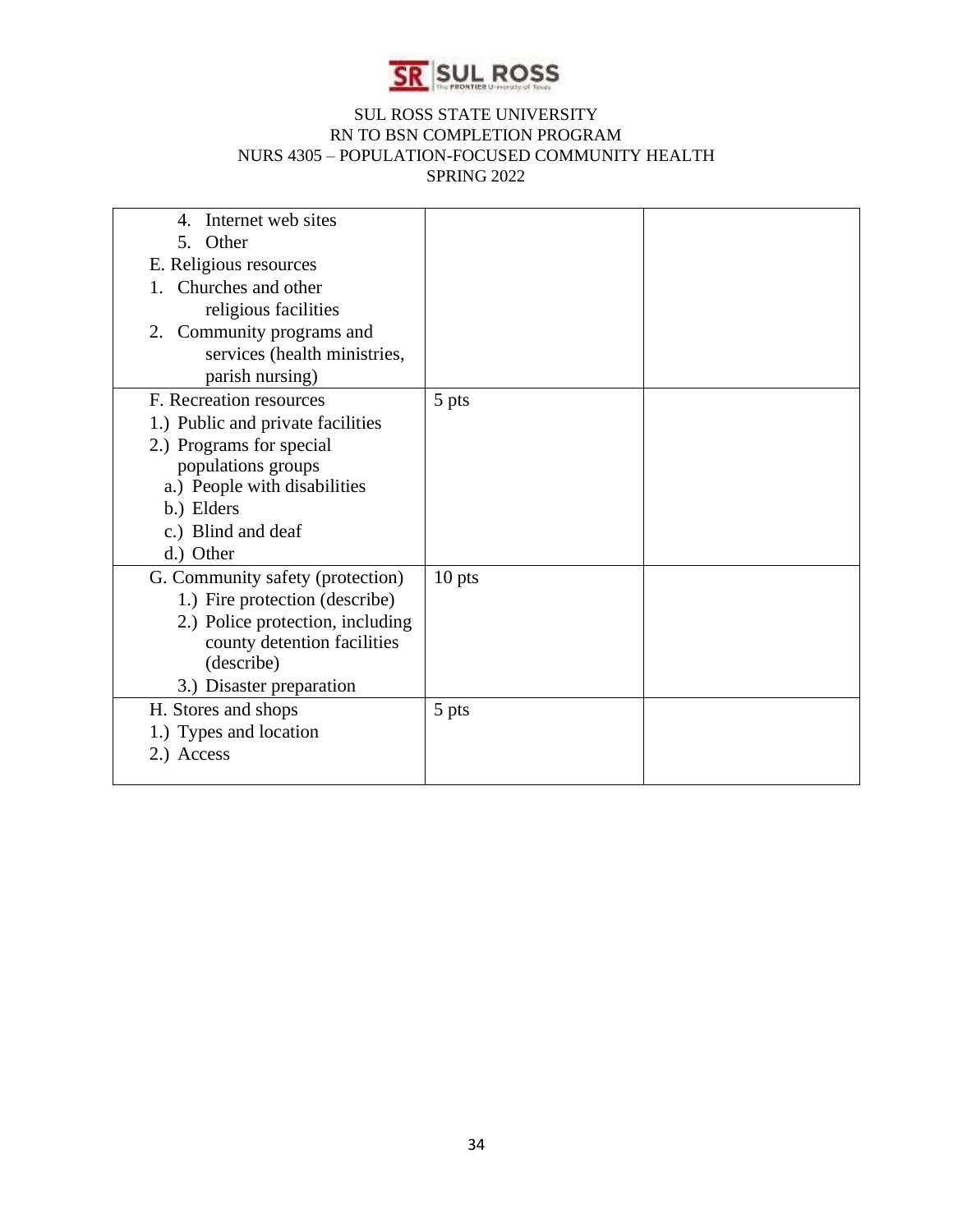| | | |
|---|---|---|
| 4. Internet web sites<br>5. Other<br>E. Religious resources<br>1. Churches and other religious facilities<br>2. Community programs and services (health ministries, parish nursing) | | |
| F. Recreation resources<br>1.) Public and private facilities<br>2.) Programs for special populations groups<br>a.) People with disabilities<br>b.) Elders<br>c.) Blind and deaf<br>d.) Other | 5 pts | |
| G. Community safety (protection)<br>1.) Fire protection (describe)<br>2.) Police protection, including county detention facilities (describe)<br>3.) Disaster preparation | 10 pts | |
| H. Stores and shops<br>1.) Types and location<br>2.) Access | 5 pts | |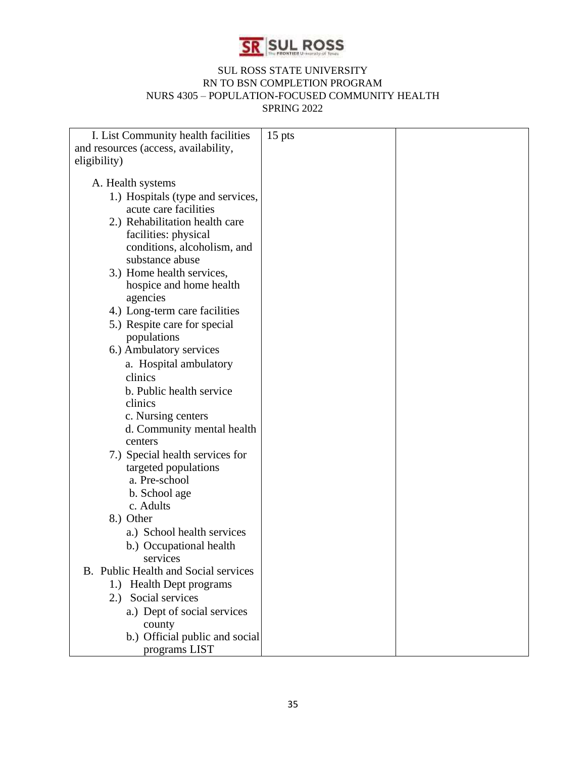SUL ROSS STATE UNIVERSITY
RN TO BSN COMPLETION PROGRAM
NURS 4305 – POPULATION-FOCUSED COMMUNITY HEALTH
SPRING 2022

| I. List Community health facilities and resources (access, availability, eligibility)<br><br>A. Health systems<br>1.) Hospitals (type and services, acute care facilities<br>2.) Rehabilitation health care facilities: physical conditions, alcoholism, and substance abuse<br>3.) Home health services, hospice and home health agencies<br>4.) Long-term care facilities<br>5.) Respite care for special populations<br>6.) Ambulatory services<br>a. Hospital ambulatory clinics<br>b. Public health service clinics<br>c. Nursing centers<br>d. Community mental health centers<br>7.) Special health services for targeted populations<br>a. Pre-school<br>b. School age<br>c. Adults<br>8.) Other<br>a.) School health services<br>b.) Occupational health services<br>B. Public Health and Social services<br>1.) Health Dept programs<br>2.) Social services<br>a.) Dept of social services county<br>b.) Official public and social programs LIST | 15 pts | |
|---|---|---|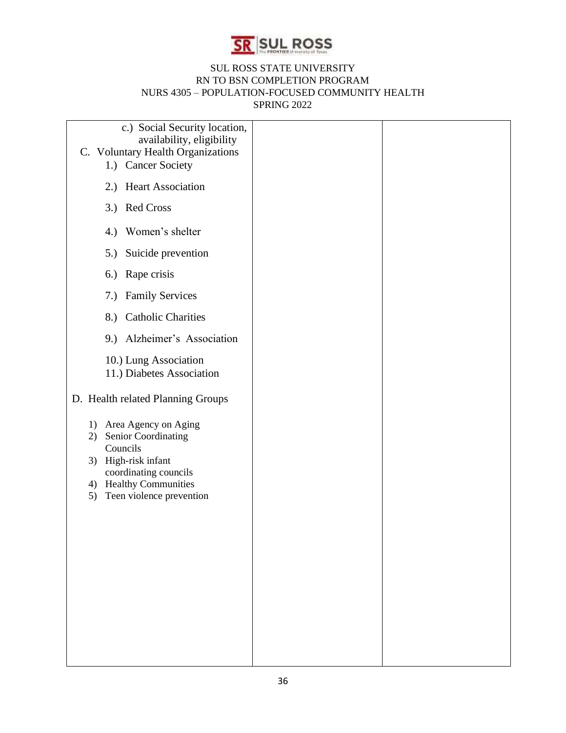| | | |
|---|---|---|
| c.) Social Security location, availability, eligibility<br>C. Voluntary Health Organizations<br>1.) Cancer Society<br>2.) Heart Association<br>3.) Red Cross<br>4.) Women's shelter<br>5.) Suicide prevention<br>6.) Rape crisis<br>7.) Family Services<br>8.) Catholic Charities<br>9.) Alzheimer's Association<br>10.) Lung Association<br>11.) Diabetes Association<br><br>D. Health related Planning Groups<br><br>1) Area Agency on Aging<br>2) Senior Coordinating Councils<br>3) High-risk infant coordinating councils<br>4) Healthy Communities<br>5) Teen violence prevention | | |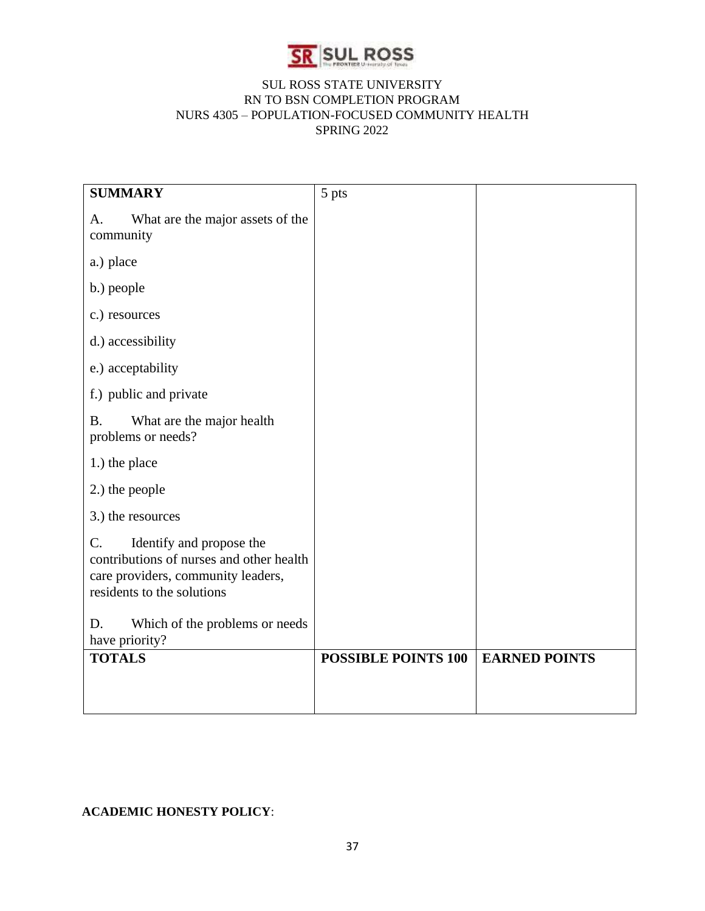SUL ROSS STATE UNIVERSITY
RN TO BSN COMPLETION PROGRAM
NURS 4305 – POPULATION-FOCUSED COMMUNITY HEALTH
SPRING 2022

| **SUMMARY**<br><br>A. What are the major assets of the community<br><br>a.) place<br><br>b.) people<br><br>c.) resources<br><br>d.) accessibility<br><br>e.) acceptability<br><br>f.) public and private<br><br>B. What are the major health problems or needs?<br><br>1.) the place<br><br>2.) the people<br><br>3.) the resources<br><br>C. Identify and propose the contributions of nurses and other health care providers, community leaders, residents to the solutions<br><br>D. Which of the problems or needs have priority? | 5 pts | |
|---|---|---|
| **TOTALS** | **POSSIBLE POINTS 100** | **EARNED POINTS** |

**ACADEMIC HONESTY POLICY**: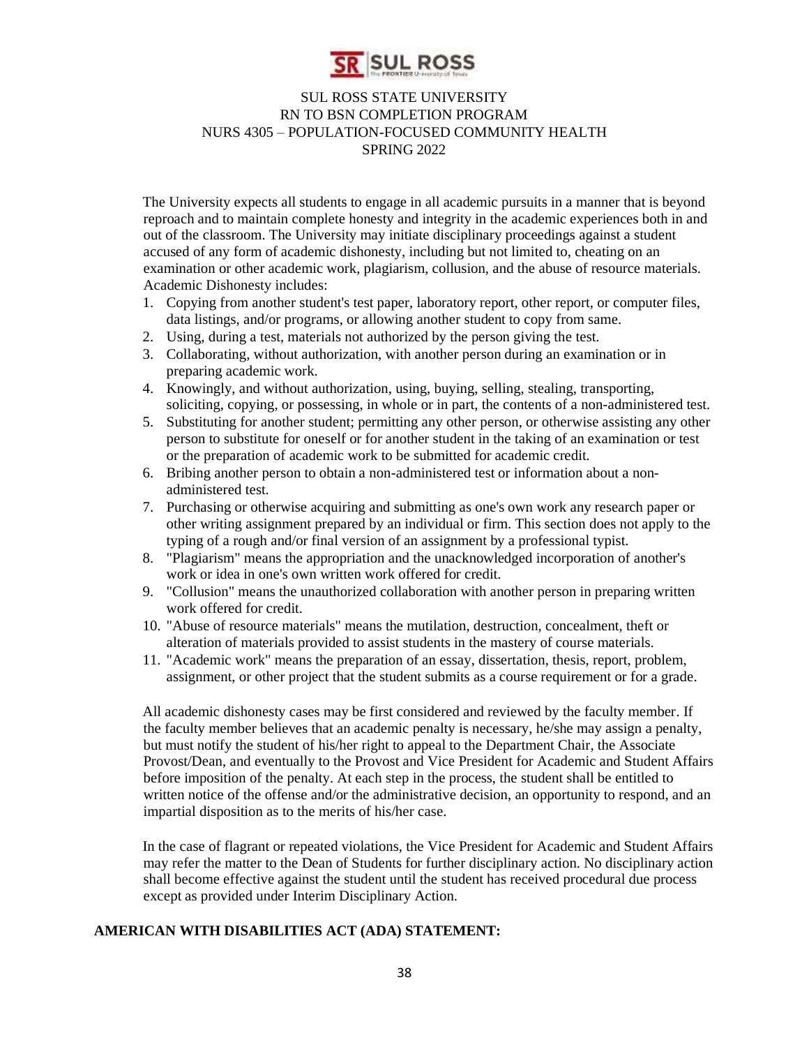The University expects all students to engage in all academic pursuits in a manner that is beyond reproach and to maintain complete honesty and integrity in the academic experiences both in and out of the classroom. The University may initiate disciplinary proceedings against a student accused of any form of academic dishonesty, including but not limited to, cheating on an examination or other academic work, plagiarism, collusion, and the abuse of resource materials. Academic Dishonesty includes:

1. Copying from another student's test paper, laboratory report, other report, or computer files, data listings, and/or programs, or allowing another student to copy from same.
2. Using, during a test, materials not authorized by the person giving the test.
3. Collaborating, without authorization, with another person during an examination or in preparing academic work.
4. Knowingly, and without authorization, using, buying, selling, stealing, transporting, soliciting, copying, or possessing, in whole or in part, the contents of a non-administered test.
5. Substituting for another student; permitting any other person, or otherwise assisting any other person to substitute for oneself or for another student in the taking of an examination or test or the preparation of academic work to be submitted for academic credit.
6. Bribing another person to obtain a non-administered test or information about a non-administered test.
7. Purchasing or otherwise acquiring and submitting as one's own work any research paper or other writing assignment prepared by an individual or firm. This section does not apply to the typing of a rough and/or final version of an assignment by a professional typist.
8. "Plagiarism" means the appropriation and the unacknowledged incorporation of another's work or idea in one's own written work offered for credit.
9. "Collusion" means the unauthorized collaboration with another person in preparing written work offered for credit.
10. "Abuse of resource materials" means the mutilation, destruction, concealment, theft or alteration of materials provided to assist students in the mastery of course materials.
11. "Academic work" means the preparation of an essay, dissertation, thesis, report, problem, assignment, or other project that the student submits as a course requirement or for a grade.

All academic dishonesty cases may be first considered and reviewed by the faculty member. If the faculty member believes that an academic penalty is necessary, he/she may assign a penalty, but must notify the student of his/her right to appeal to the Department Chair, the Associate Provost/Dean, and eventually to the Provost and Vice President for Academic and Student Affairs before imposition of the penalty. At each step in the process, the student shall be entitled to written notice of the offense and/or the administrative decision, an opportunity to respond, and an impartial disposition as to the merits of his/her case.

In the case of flagrant or repeated violations, the Vice President for Academic and Student Affairs may refer the matter to the Dean of Students for further disciplinary action. No disciplinary action shall become effective against the student until the student has received procedural due process except as provided under Interim Disciplinary Action.

**AMERICAN WITH DISABILITIES ACT (ADA) STATEMENT:**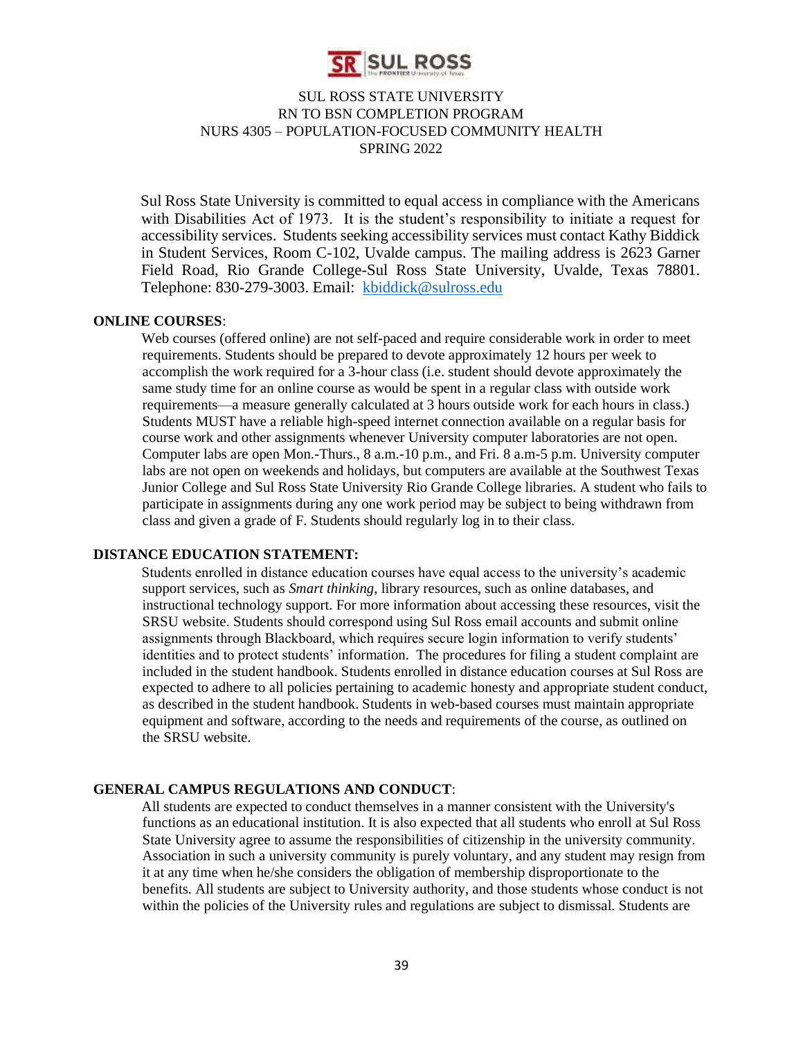SUL ROSS STATE UNIVERSITY
RN TO BSN COMPLETION PROGRAM
NURS 4305 – POPULATION-FOCUSED COMMUNITY HEALTH
SPRING 2022

Sul Ross State University is committed to equal access in compliance with the Americans with Disabilities Act of 1973. It is the student's responsibility to initiate a request for accessibility services. Students seeking accessibility services must contact Kathy Biddick in Student Services, Room C-102, Uvalde campus. The mailing address is 2623 Garner Field Road, Rio Grande College-Sul Ross State University, Uvalde, Texas 78801. Telephone: 830-279-3003. Email: kbiddick@sulross.edu

**ONLINE COURSES**:

Web courses (offered online) are not self-paced and require considerable work in order to meet requirements. Students should be prepared to devote approximately 12 hours per week to accomplish the work required for a 3-hour class (i.e. student should devote approximately the same study time for an online course as would be spent in a regular class with outside work requirements—a measure generally calculated at 3 hours outside work for each hours in class.) Students MUST have a reliable high-speed internet connection available on a regular basis for course work and other assignments whenever University computer laboratories are not open. Computer labs are open Mon.-Thurs., 8 a.m.-10 p.m., and Fri. 8 a.m-5 p.m. University computer labs are not open on weekends and holidays, but computers are available at the Southwest Texas Junior College and Sul Ross State University Rio Grande College libraries. A student who fails to participate in assignments during any one work period may be subject to being withdrawn from class and given a grade of F. Students should regularly log in to their class.

**DISTANCE EDUCATION STATEMENT:**

Students enrolled in distance education courses have equal access to the university's academic support services, such as *Smart thinking*, library resources, such as online databases, and instructional technology support. For more information about accessing these resources, visit the SRSU website. Students should correspond using Sul Ross email accounts and submit online assignments through Blackboard, which requires secure login information to verify students' identities and to protect students' information. The procedures for filing a student complaint are included in the student handbook. Students enrolled in distance education courses at Sul Ross are expected to adhere to all policies pertaining to academic honesty and appropriate student conduct, as described in the student handbook. Students in web-based courses must maintain appropriate equipment and software, according to the needs and requirements of the course, as outlined on the SRSU website.

**GENERAL CAMPUS REGULATIONS AND CONDUCT**:

All students are expected to conduct themselves in a manner consistent with the University's functions as an educational institution. It is also expected that all students who enroll at Sul Ross State University agree to assume the responsibilities of citizenship in the university community. Association in such a university community is purely voluntary, and any student may resign from it at any time when he/she considers the obligation of membership disproportionate to the benefits. All students are subject to University authority, and those students whose conduct is not within the policies of the University rules and regulations are subject to dismissal. Students are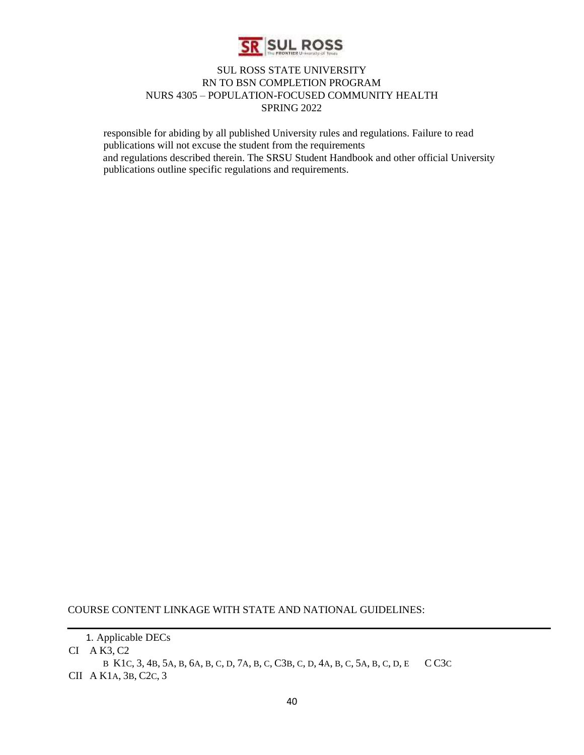responsible for abiding by all published University rules and regulations. Failure to read publications will not excuse the student from the requirements and regulations described therein. The SRSU Student Handbook and other official University publications outline specific regulations and requirements.

COURSE CONTENT LINKAGE WITH STATE AND NATIONAL GUIDELINES:

1. Applicable DECs

CI A K3, C2

B K1C, 3, 4B, 5A, B, 6A, B, C, D, 7A, B, C, C3B, C, D, 4A, B, C, 5A, B, C, D, E C C3C

CII A K1A, 3B, C2C, 3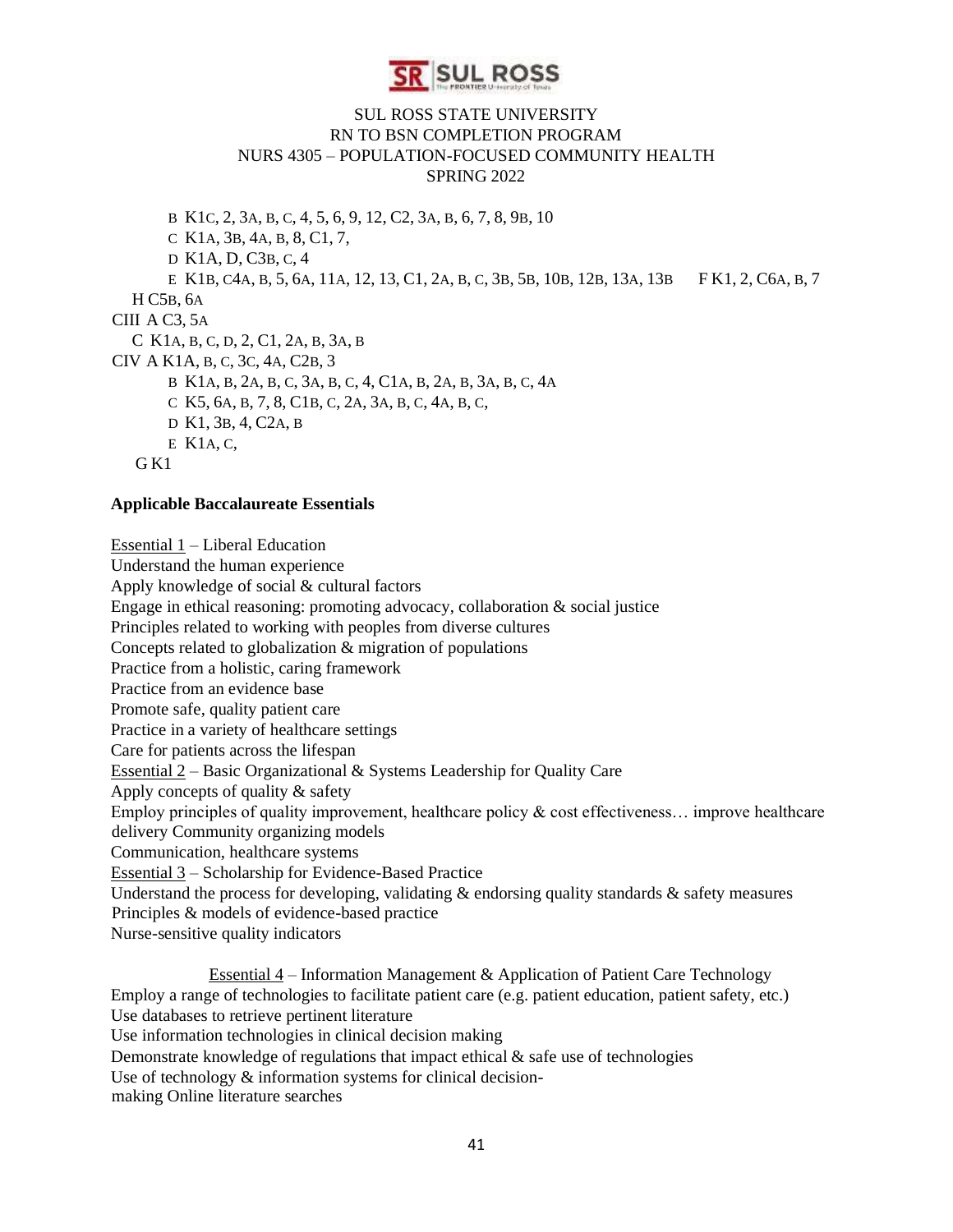SUL ROSS STATE UNIVERSITY
RN TO BSN COMPLETION PROGRAM
NURS 4305 – POPULATION-FOCUSED COMMUNITY HEALTH
SPRING 2022

B K1C, 2, 3A, B, C, 4, 5, 6, 9, 12, C2, 3A, B, 6, 7, 8, 9B, 10
C K1A, 3B, 4A, B, 8, C1, 7,
D K1A, D, C3B, C, 4
E K1B, C4A, B, 5, 6A, 11A, 12, 13, C1, 2A, B, C, 3B, 5B, 10B, 12B, 13A, 13B F K1, 2, C6A, B, 7
H C5B, 6A
CIII A C3, 5A
C K1A, B, C, D, 2, C1, 2A, B, 3A, B
CIV A K1A, B, C, 3C, 4A, C2B, 3
B K1A, B, 2A, B, C, 3A, B, C, 4, C1A, B, 2A, B, 3A, B, C, 4A
C K5, 6A, B, 7, 8, C1B, C, 2A, 3A, B, C, 4A, B, C,
D K1, 3B, 4, C2A, B
E K1A, C,
G K1

**Applicable Baccalaureate Essentials**

Essential 1 – Liberal Education
Understand the human experience
Apply knowledge of social & cultural factors
Engage in ethical reasoning: promoting advocacy, collaboration & social justice
Principles related to working with peoples from diverse cultures
Concepts related to globalization & migration of populations
Practice from a holistic, caring framework
Practice from an evidence base
Promote safe, quality patient care
Practice in a variety of healthcare settings
Care for patients across the lifespan
Essential 2 – Basic Organizational & Systems Leadership for Quality Care
Apply concepts of quality & safety
Employ principles of quality improvement, healthcare policy & cost effectiveness… improve healthcare delivery Community organizing models
Communication, healthcare systems
Essential 3 – Scholarship for Evidence-Based Practice
Understand the process for developing, validating & endorsing quality standards & safety measures
Principles & models of evidence-based practice
Nurse-sensitive quality indicators

Essential 4 – Information Management & Application of Patient Care Technology
Employ a range of technologies to facilitate patient care (e.g. patient education, patient safety, etc.)
Use databases to retrieve pertinent literature
Use information technologies in clinical decision making
Demonstrate knowledge of regulations that impact ethical & safe use of technologies
Use of technology & information systems for clinical decision-making Online literature searches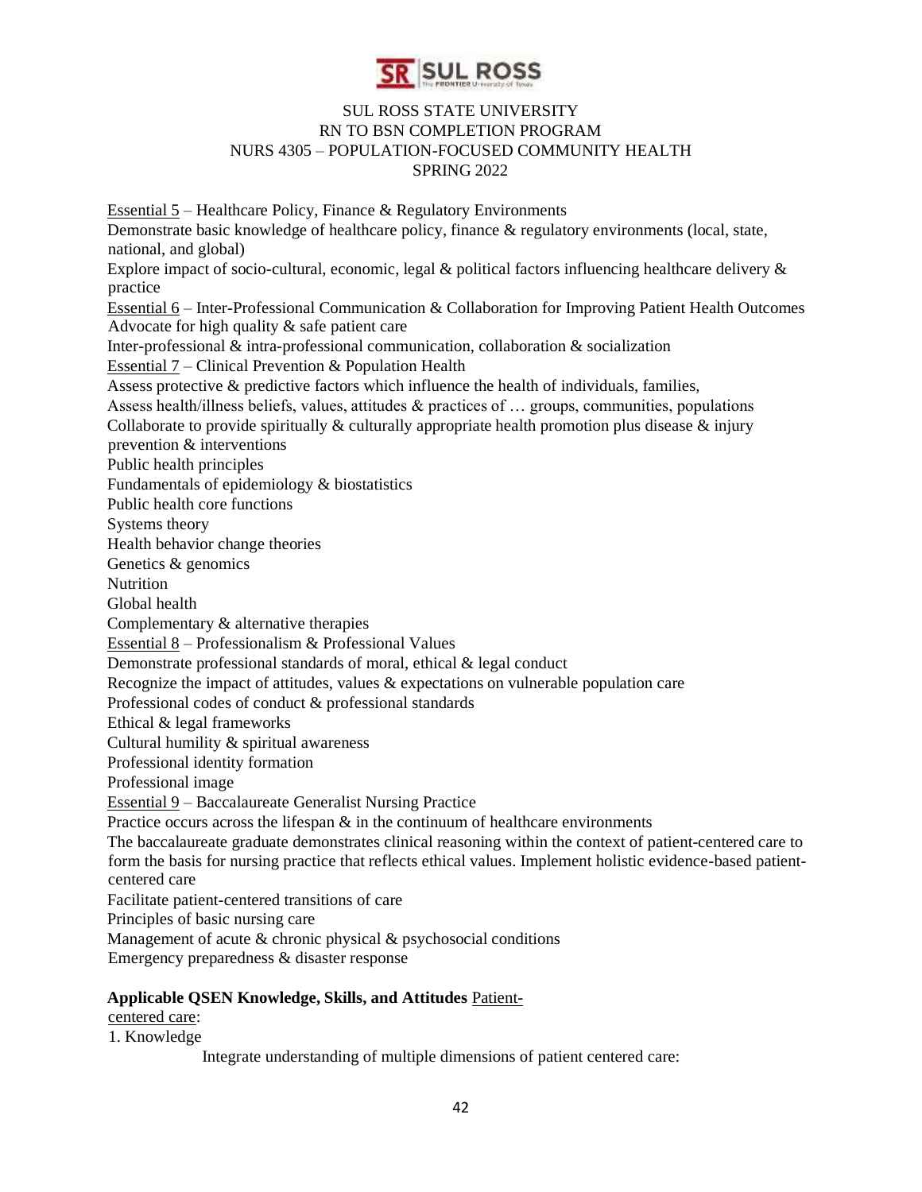SUL ROSS STATE UNIVERSITY
RN TO BSN COMPLETION PROGRAM
NURS 4305 – POPULATION-FOCUSED COMMUNITY HEALTH
SPRING 2022

Essential 5 – Healthcare Policy, Finance & Regulatory Environments
Demonstrate basic knowledge of healthcare policy, finance & regulatory environments (local, state, national, and global)
Explore impact of socio-cultural, economic, legal & political factors influencing healthcare delivery & practice
Essential 6 – Inter-Professional Communication & Collaboration for Improving Patient Health Outcomes
Advocate for high quality & safe patient care
Inter-professional & intra-professional communication, collaboration & socialization
Essential 7 – Clinical Prevention & Population Health
Assess protective & predictive factors which influence the health of individuals, families,
Assess health/illness beliefs, values, attitudes & practices of … groups, communities, populations
Collaborate to provide spiritually & culturally appropriate health promotion plus disease & injury prevention & interventions
Public health principles
Fundamentals of epidemiology & biostatistics
Public health core functions
Systems theory
Health behavior change theories
Genetics & genomics
Nutrition
Global health
Complementary & alternative therapies
Essential 8 – Professionalism & Professional Values
Demonstrate professional standards of moral, ethical & legal conduct
Recognize the impact of attitudes, values & expectations on vulnerable population care
Professional codes of conduct & professional standards
Ethical & legal frameworks
Cultural humility & spiritual awareness
Professional identity formation
Professional image
Essential 9 – Baccalaureate Generalist Nursing Practice
Practice occurs across the lifespan & in the continuum of healthcare environments
The baccalaureate graduate demonstrates clinical reasoning within the context of patient-centered care to form the basis for nursing practice that reflects ethical values. Implement holistic evidence-based patient-centered care
Facilitate patient-centered transitions of care
Principles of basic nursing care
Management of acute & chronic physical & psychosocial conditions
Emergency preparedness & disaster response

**Applicable QSEN Knowledge, Skills, and Attitudes** Patient-centered care:

1. Knowledge

Integrate understanding of multiple dimensions of patient centered care: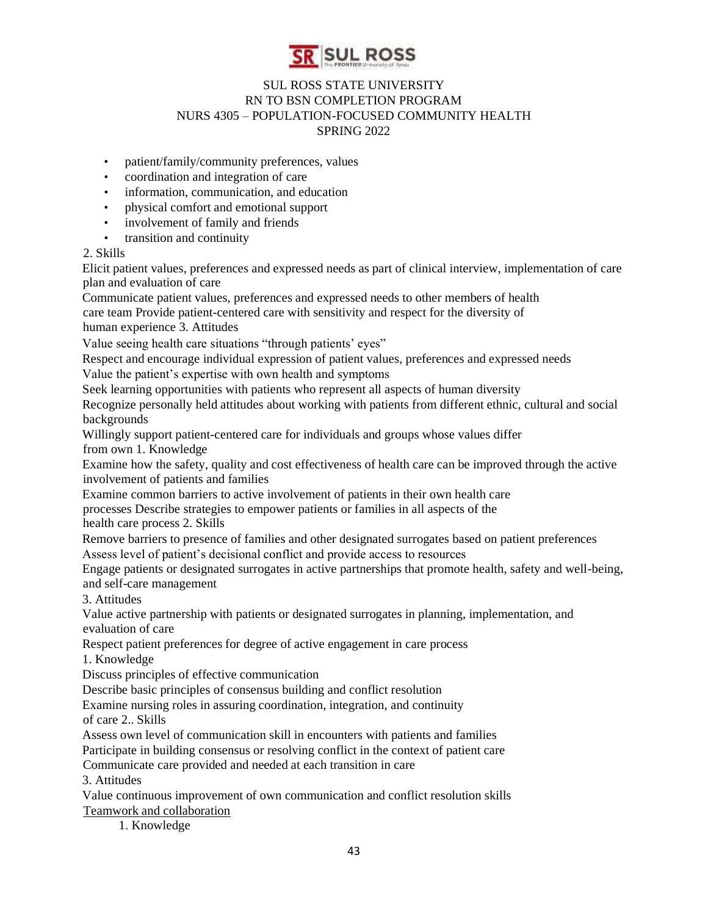- patient/family/community preferences, values
- coordination and integration of care
- information, communication, and education
- physical comfort and emotional support
- involvement of family and friends
- transition and continuity

2. Skills

Elicit patient values, preferences and expressed needs as part of clinical interview, implementation of care plan and evaluation of care

Communicate patient values, preferences and expressed needs to other members of health care team Provide patient-centered care with sensitivity and respect for the diversity of human experience 3. Attitudes

Value seeing health care situations "through patients' eyes"

Respect and encourage individual expression of patient values, preferences and expressed needs

Value the patient's expertise with own health and symptoms

Seek learning opportunities with patients who represent all aspects of human diversity

Recognize personally held attitudes about working with patients from different ethnic, cultural and social backgrounds

Willingly support patient-centered care for individuals and groups whose values differ from own 1. Knowledge

Examine how the safety, quality and cost effectiveness of health care can be improved through the active involvement of patients and families

Examine common barriers to active involvement of patients in their own health care processes Describe strategies to empower patients or families in all aspects of the health care process 2. Skills

Remove barriers to presence of families and other designated surrogates based on patient preferences

Assess level of patient's decisional conflict and provide access to resources

Engage patients or designated surrogates in active partnerships that promote health, safety and well-being, and self-care management

3. Attitudes

Value active partnership with patients or designated surrogates in planning, implementation, and evaluation of care

Respect patient preferences for degree of active engagement in care process

1. Knowledge

Discuss principles of effective communication

Describe basic principles of consensus building and conflict resolution

Examine nursing roles in assuring coordination, integration, and continuity of care 2.. Skills

Assess own level of communication skill in encounters with patients and families

Participate in building consensus or resolving conflict in the context of patient care

Communicate care provided and needed at each transition in care

3. Attitudes

Value continuous improvement of own communication and conflict resolution skills

<u>Teamwork and collaboration</u>

1. Knowledge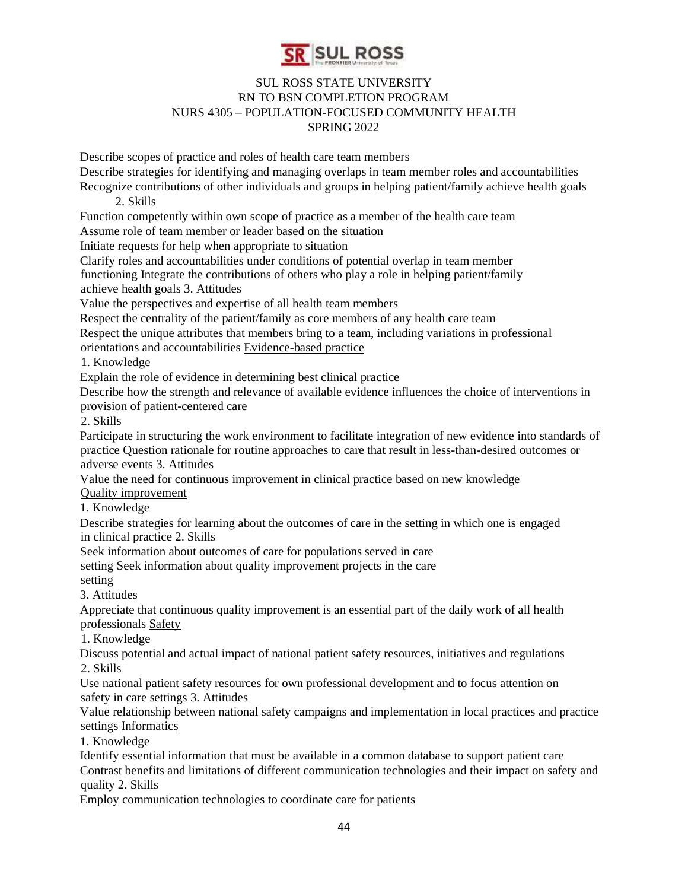Describe scopes of practice and roles of health care team members

Describe strategies for identifying and managing overlaps in team member roles and accountabilities

Recognize contributions of other individuals and groups in helping patient/family achieve health goals

2. Skills

Function competently within own scope of practice as a member of the health care team

Assume role of team member or leader based on the situation

Initiate requests for help when appropriate to situation

Clarify roles and accountabilities under conditions of potential overlap in team member functioning Integrate the contributions of others who play a role in helping patient/family achieve health goals 3. Attitudes

Value the perspectives and expertise of all health team members

Respect the centrality of the patient/family as core members of any health care team

Respect the unique attributes that members bring to a team, including variations in professional orientations and accountabilities <u>Evidence-based practice</u>

1. Knowledge

Explain the role of evidence in determining best clinical practice

Describe how the strength and relevance of available evidence influences the choice of interventions in provision of patient-centered care

2. Skills

Participate in structuring the work environment to facilitate integration of new evidence into standards of practice Question rationale for routine approaches to care that result in less-than-desired outcomes or adverse events 3. Attitudes

Value the need for continuous improvement in clinical practice based on new knowledge

<u>Quality improvement</u>

1. Knowledge

Describe strategies for learning about the outcomes of care in the setting in which one is engaged in clinical practice 2. Skills

Seek information about outcomes of care for populations served in care setting Seek information about quality improvement projects in the care setting

3. Attitudes

Appreciate that continuous quality improvement is an essential part of the daily work of all health professionals <u>Safety</u>

1. Knowledge

Discuss potential and actual impact of national patient safety resources, initiatives and regulations

2. Skills

Use national patient safety resources for own professional development and to focus attention on safety in care settings 3. Attitudes

Value relationship between national safety campaigns and implementation in local practices and practice settings <u>Informatics</u>

1. Knowledge

Identify essential information that must be available in a common database to support patient care

Contrast benefits and limitations of different communication technologies and their impact on safety and quality 2. Skills

Employ communication technologies to coordinate care for patients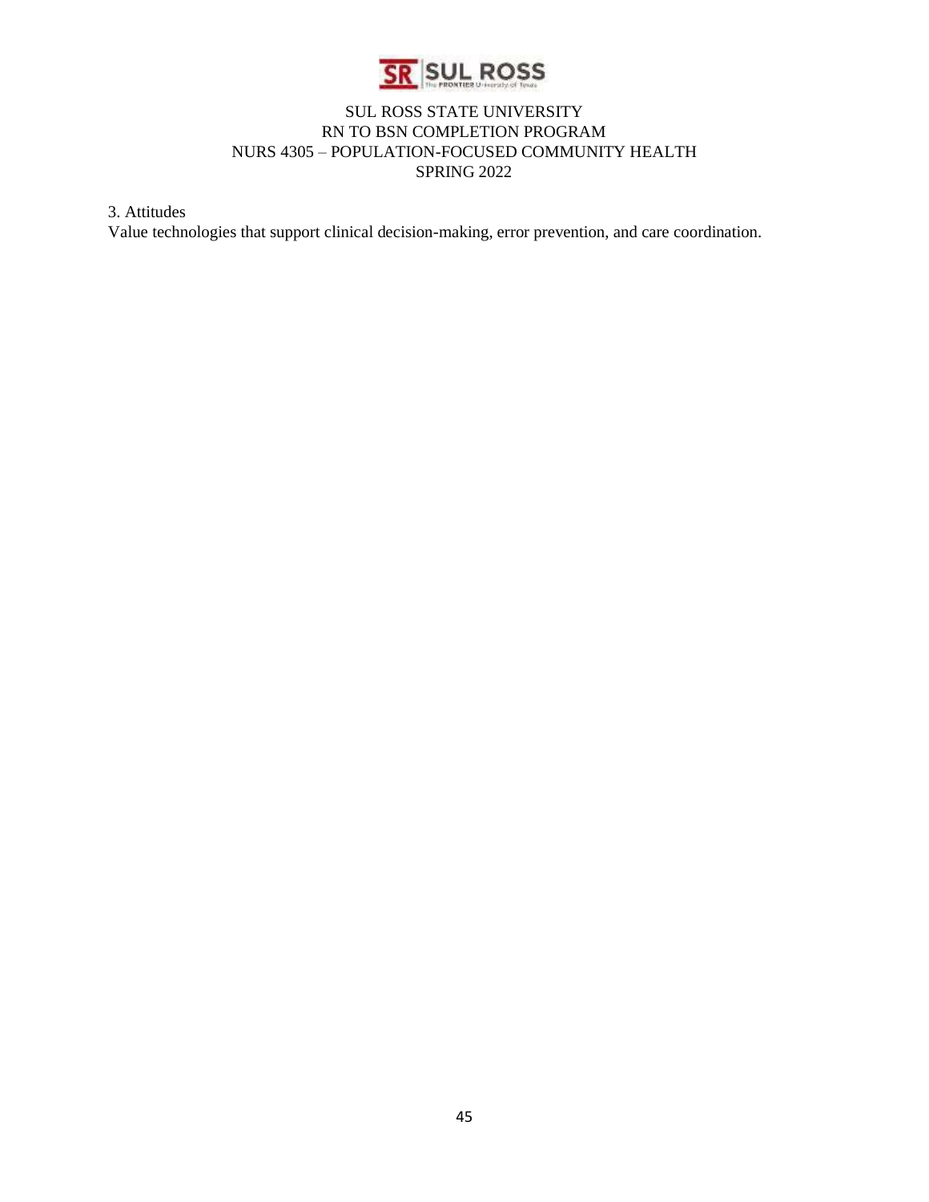3. Attitudes

Value technologies that support clinical decision-making, error prevention, and care coordination.